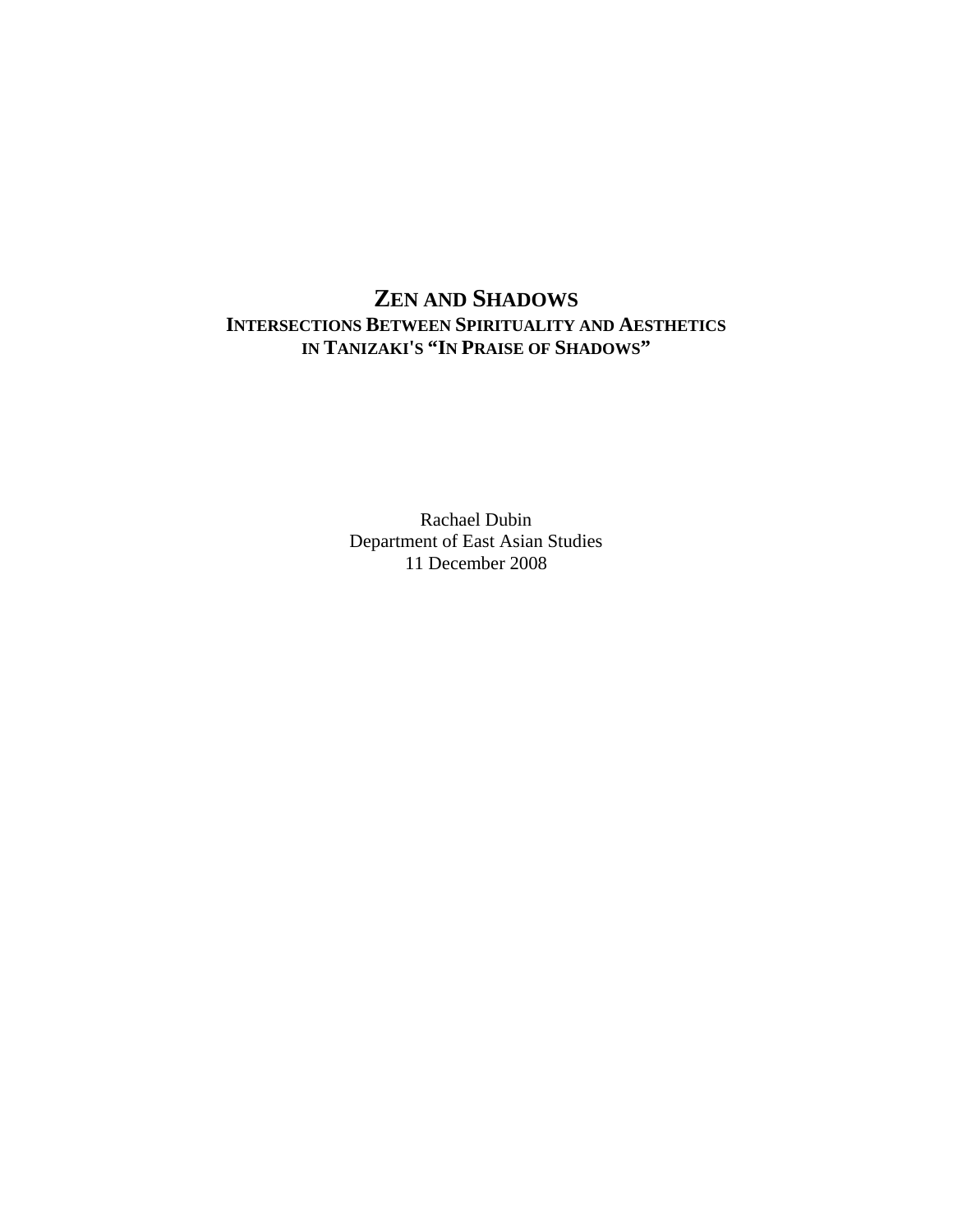# ZEN AND SHADOWS

## INTERSECTIONS BETWEEN SPIRITUALITY AND AESTHETICS IN TANIZAKI'S "IN PRAISE OF SHADOWS"

Rachael Dubin
Department of East Asian Studies
11 December 2008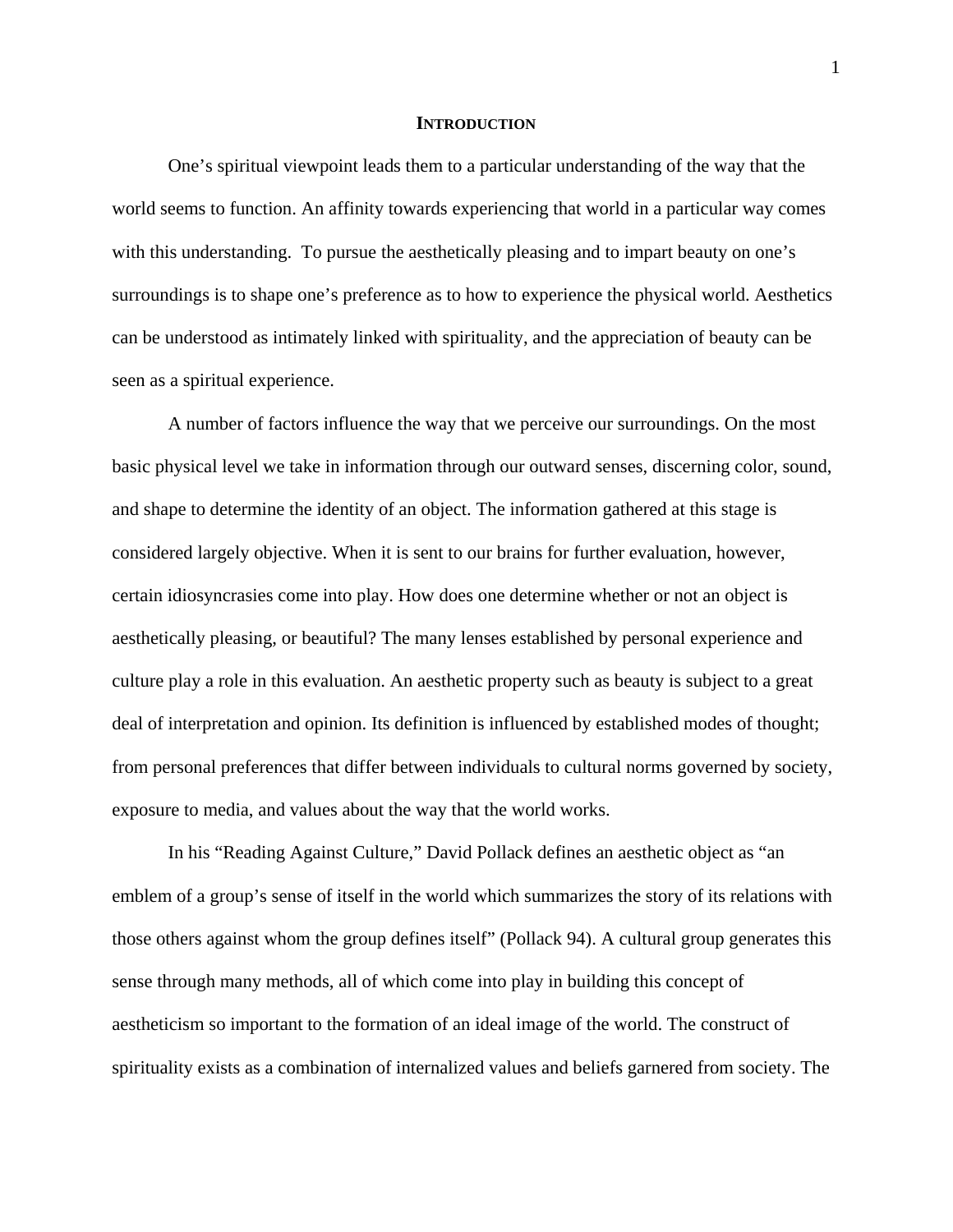# Introduction

One's spiritual viewpoint leads them to a particular understanding of the way that the world seems to function. An affinity towards experiencing that world in a particular way comes with this understanding. To pursue the aesthetically pleasing and to impart beauty on one's surroundings is to shape one's preference as to how to experience the physical world. Aesthetics can be understood as intimately linked with spirituality, and the appreciation of beauty can be seen as a spiritual experience.

A number of factors influence the way that we perceive our surroundings. On the most basic physical level we take in information through our outward senses, discerning color, sound, and shape to determine the identity of an object. The information gathered at this stage is considered largely objective. When it is sent to our brains for further evaluation, however, certain idiosyncrasies come into play. How does one determine whether or not an object is aesthetically pleasing, or beautiful? The many lenses established by personal experience and culture play a role in this evaluation. An aesthetic property such as beauty is subject to a great deal of interpretation and opinion. Its definition is influenced by established modes of thought; from personal preferences that differ between individuals to cultural norms governed by society, exposure to media, and values about the way that the world works.

In his "Reading Against Culture," David Pollack defines an aesthetic object as "an emblem of a group's sense of itself in the world which summarizes the story of its relations with those others against whom the group defines itself" (Pollack 94). A cultural group generates this sense through many methods, all of which come into play in building this concept of aestheticism so important to the formation of an ideal image of the world. The construct of spirituality exists as a combination of internalized values and beliefs garnered from society. The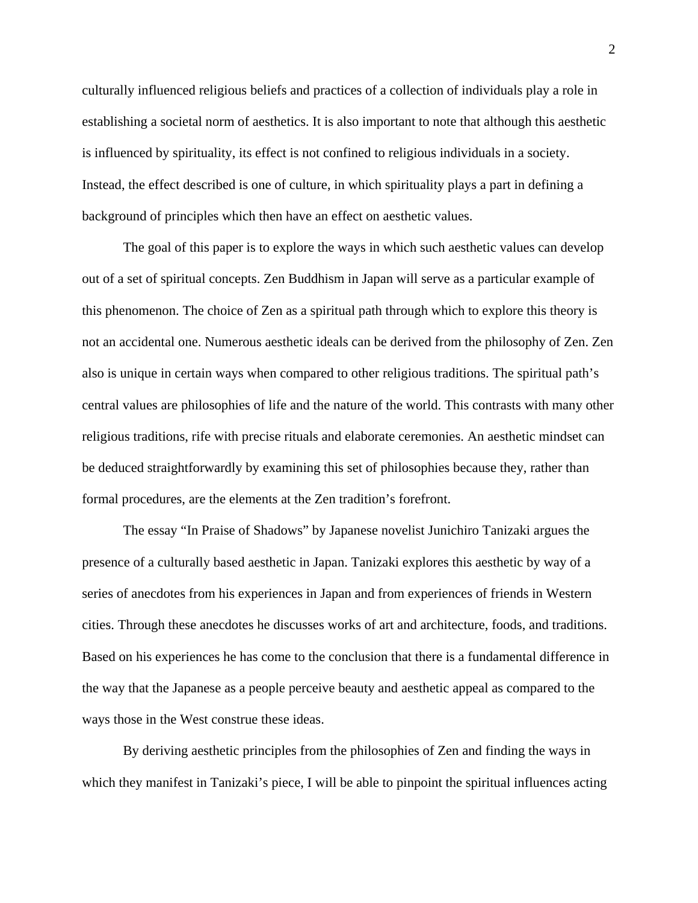culturally influenced religious beliefs and practices of a collection of individuals play a role in establishing a societal norm of aesthetics. It is also important to note that although this aesthetic is influenced by spirituality, its effect is not confined to religious individuals in a society. Instead, the effect described is one of culture, in which spirituality plays a part in defining a background of principles which then have an effect on aesthetic values.

The goal of this paper is to explore the ways in which such aesthetic values can develop out of a set of spiritual concepts. Zen Buddhism in Japan will serve as a particular example of this phenomenon. The choice of Zen as a spiritual path through which to explore this theory is not an accidental one. Numerous aesthetic ideals can be derived from the philosophy of Zen. Zen also is unique in certain ways when compared to other religious traditions. The spiritual path's central values are philosophies of life and the nature of the world. This contrasts with many other religious traditions, rife with precise rituals and elaborate ceremonies. An aesthetic mindset can be deduced straightforwardly by examining this set of philosophies because they, rather than formal procedures, are the elements at the Zen tradition's forefront.

The essay "In Praise of Shadows" by Japanese novelist Junichiro Tanizaki argues the presence of a culturally based aesthetic in Japan. Tanizaki explores this aesthetic by way of a series of anecdotes from his experiences in Japan and from experiences of friends in Western cities. Through these anecdotes he discusses works of art and architecture, foods, and traditions. Based on his experiences he has come to the conclusion that there is a fundamental difference in the way that the Japanese as a people perceive beauty and aesthetic appeal as compared to the ways those in the West construe these ideas.

By deriving aesthetic principles from the philosophies of Zen and finding the ways in which they manifest in Tanizaki's piece, I will be able to pinpoint the spiritual influences acting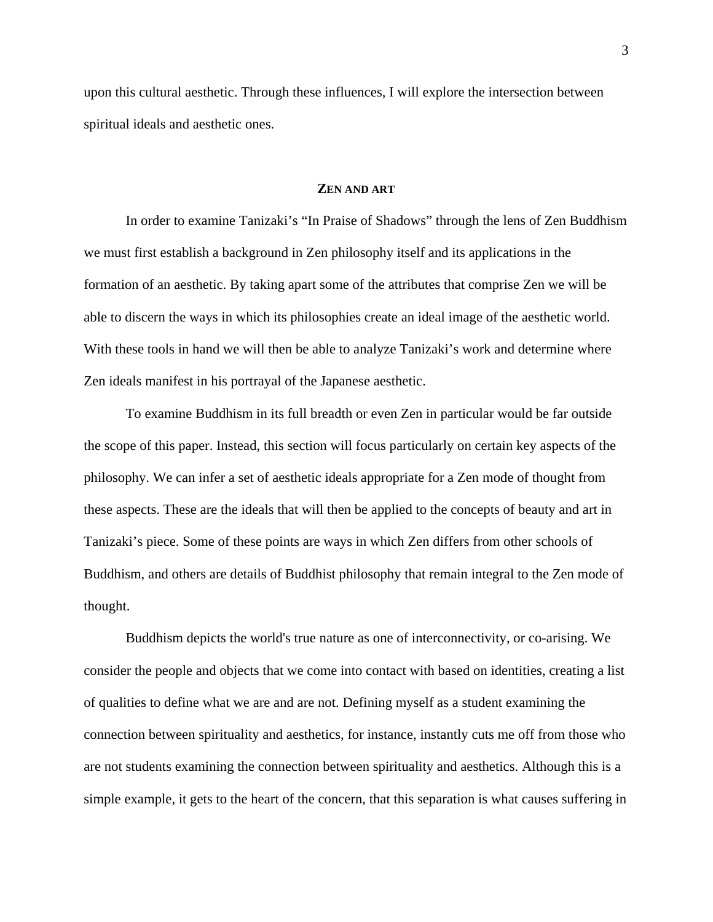upon this cultural aesthetic. Through these influences, I will explore the intersection between spiritual ideals and aesthetic ones.

## ZEN AND ART

In order to examine Tanizaki's "In Praise of Shadows" through the lens of Zen Buddhism we must first establish a background in Zen philosophy itself and its applications in the formation of an aesthetic. By taking apart some of the attributes that comprise Zen we will be able to discern the ways in which its philosophies create an ideal image of the aesthetic world. With these tools in hand we will then be able to analyze Tanizaki's work and determine where Zen ideals manifest in his portrayal of the Japanese aesthetic.

To examine Buddhism in its full breadth or even Zen in particular would be far outside the scope of this paper. Instead, this section will focus particularly on certain key aspects of the philosophy. We can infer a set of aesthetic ideals appropriate for a Zen mode of thought from these aspects. These are the ideals that will then be applied to the concepts of beauty and art in Tanizaki's piece. Some of these points are ways in which Zen differs from other schools of Buddhism, and others are details of Buddhist philosophy that remain integral to the Zen mode of thought.

Buddhism depicts the world's true nature as one of interconnectivity, or co-arising. We consider the people and objects that we come into contact with based on identities, creating a list of qualities to define what we are and are not. Defining myself as a student examining the connection between spirituality and aesthetics, for instance, instantly cuts me off from those who are not students examining the connection between spirituality and aesthetics. Although this is a simple example, it gets to the heart of the concern, that this separation is what causes suffering in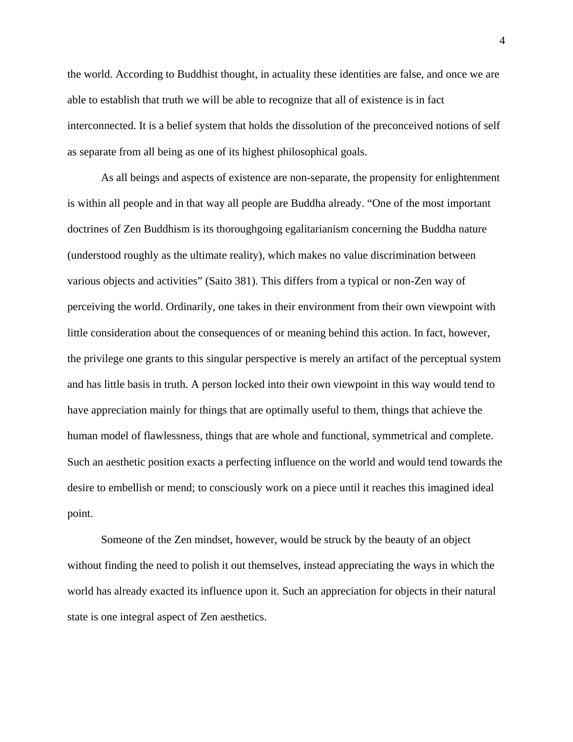the world. According to Buddhist thought, in actuality these identities are false, and once we are able to establish that truth we will be able to recognize that all of existence is in fact interconnected. It is a belief system that holds the dissolution of the preconceived notions of self as separate from all being as one of its highest philosophical goals.

As all beings and aspects of existence are non-separate, the propensity for enlightenment is within all people and in that way all people are Buddha already. “One of the most important doctrines of Zen Buddhism is its thoroughgoing egalitarianism concerning the Buddha nature (understood roughly as the ultimate reality), which makes no value discrimination between various objects and activities” (Saito 381). This differs from a typical or non-Zen way of perceiving the world. Ordinarily, one takes in their environment from their own viewpoint with little consideration about the consequences of or meaning behind this action. In fact, however, the privilege one grants to this singular perspective is merely an artifact of the perceptual system and has little basis in truth. A person locked into their own viewpoint in this way would tend to have appreciation mainly for things that are optimally useful to them, things that achieve the human model of flawlessness, things that are whole and functional, symmetrical and complete. Such an aesthetic position exacts a perfecting influence on the world and would tend towards the desire to embellish or mend; to consciously work on a piece until it reaches this imagined ideal point.

Someone of the Zen mindset, however, would be struck by the beauty of an object without finding the need to polish it out themselves, instead appreciating the ways in which the world has already exacted its influence upon it. Such an appreciation for objects in their natural state is one integral aspect of Zen aesthetics.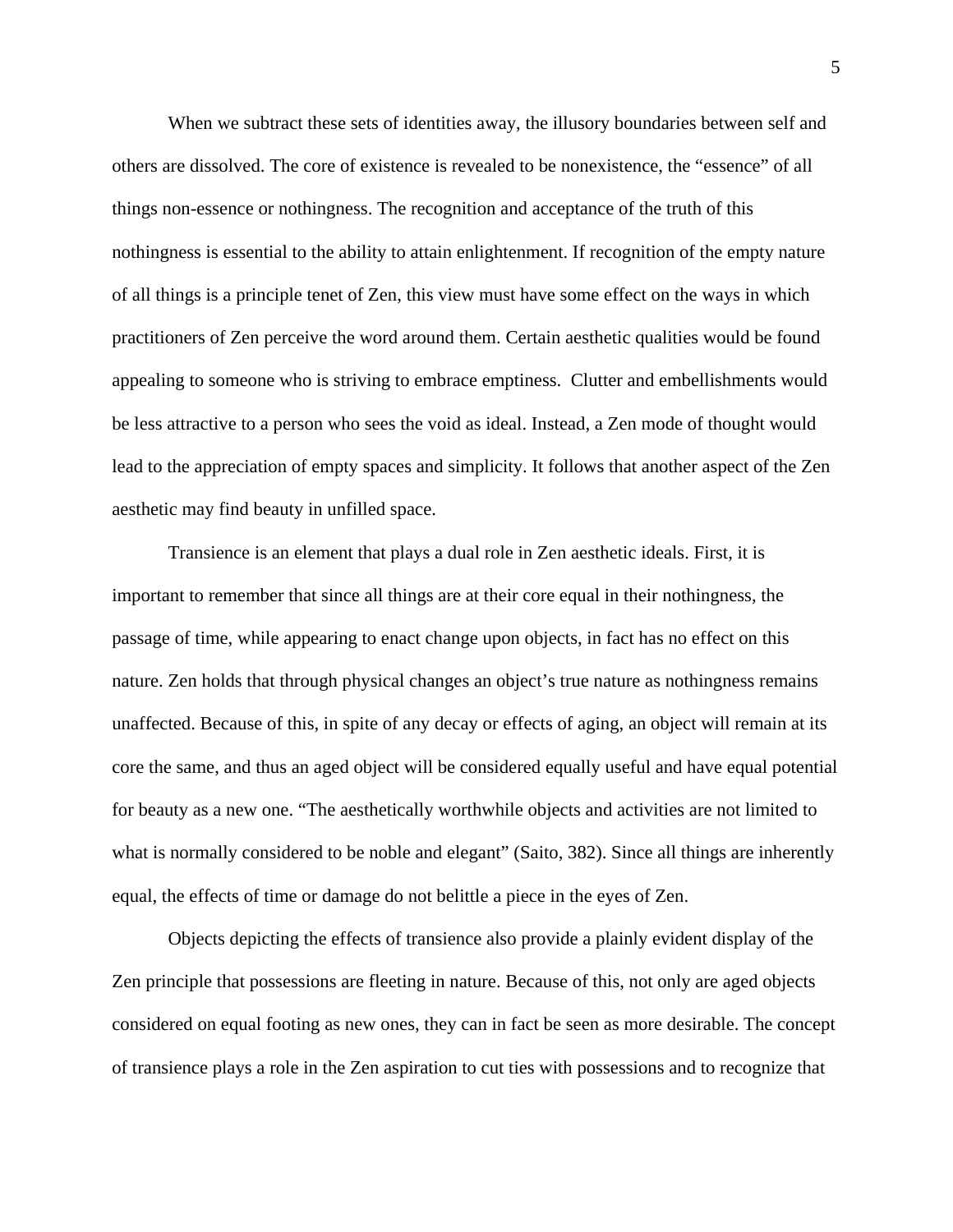When we subtract these sets of identities away, the illusory boundaries between self and others are dissolved. The core of existence is revealed to be nonexistence, the "essence" of all things non-essence or nothingness. The recognition and acceptance of the truth of this nothingness is essential to the ability to attain enlightenment. If recognition of the empty nature of all things is a principle tenet of Zen, this view must have some effect on the ways in which practitioners of Zen perceive the word around them. Certain aesthetic qualities would be found appealing to someone who is striving to embrace emptiness. Clutter and embellishments would be less attractive to a person who sees the void as ideal. Instead, a Zen mode of thought would lead to the appreciation of empty spaces and simplicity. It follows that another aspect of the Zen aesthetic may find beauty in unfilled space.

Transience is an element that plays a dual role in Zen aesthetic ideals. First, it is important to remember that since all things are at their core equal in their nothingness, the passage of time, while appearing to enact change upon objects, in fact has no effect on this nature. Zen holds that through physical changes an object's true nature as nothingness remains unaffected. Because of this, in spite of any decay or effects of aging, an object will remain at its core the same, and thus an aged object will be considered equally useful and have equal potential for beauty as a new one. "The aesthetically worthwhile objects and activities are not limited to what is normally considered to be noble and elegant" (Saito, 382). Since all things are inherently equal, the effects of time or damage do not belittle a piece in the eyes of Zen.

Objects depicting the effects of transience also provide a plainly evident display of the Zen principle that possessions are fleeting in nature. Because of this, not only are aged objects considered on equal footing as new ones, they can in fact be seen as more desirable. The concept of transience plays a role in the Zen aspiration to cut ties with possessions and to recognize that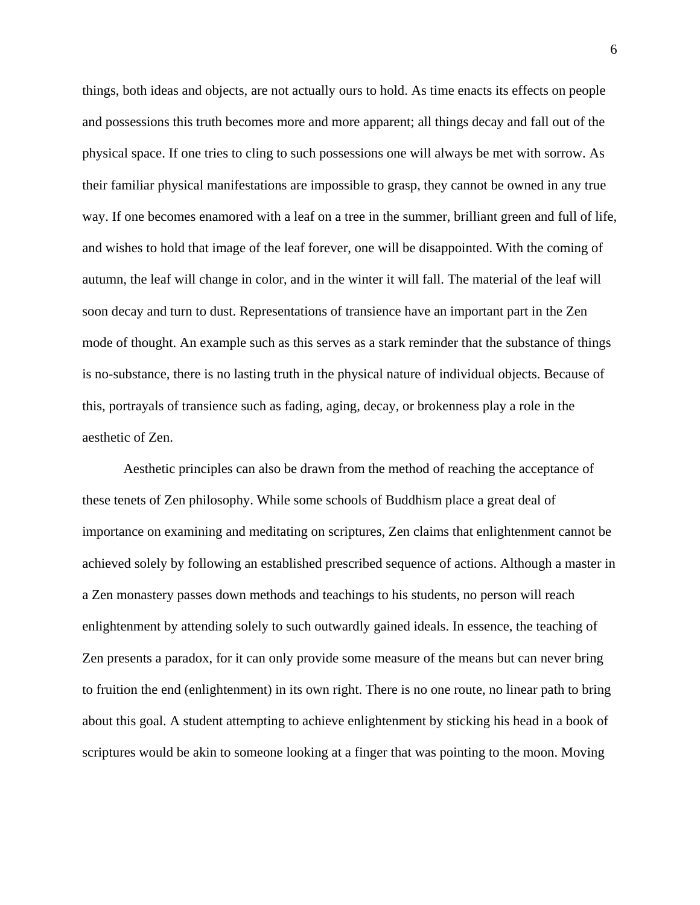things, both ideas and objects, are not actually ours to hold. As time enacts its effects on people and possessions this truth becomes more and more apparent; all things decay and fall out of the physical space. If one tries to cling to such possessions one will always be met with sorrow. As their familiar physical manifestations are impossible to grasp, they cannot be owned in any true way. If one becomes enamored with a leaf on a tree in the summer, brilliant green and full of life, and wishes to hold that image of the leaf forever, one will be disappointed. With the coming of autumn, the leaf will change in color, and in the winter it will fall. The material of the leaf will soon decay and turn to dust. Representations of transience have an important part in the Zen mode of thought. An example such as this serves as a stark reminder that the substance of things is no-substance, there is no lasting truth in the physical nature of individual objects. Because of this, portrayals of transience such as fading, aging, decay, or brokenness play a role in the aesthetic of Zen.

Aesthetic principles can also be drawn from the method of reaching the acceptance of these tenets of Zen philosophy. While some schools of Buddhism place a great deal of importance on examining and meditating on scriptures, Zen claims that enlightenment cannot be achieved solely by following an established prescribed sequence of actions. Although a master in a Zen monastery passes down methods and teachings to his students, no person will reach enlightenment by attending solely to such outwardly gained ideals. In essence, the teaching of Zen presents a paradox, for it can only provide some measure of the means but can never bring to fruition the end (enlightenment) in its own right. There is no one route, no linear path to bring about this goal. A student attempting to achieve enlightenment by sticking his head in a book of scriptures would be akin to someone looking at a finger that was pointing to the moon. Moving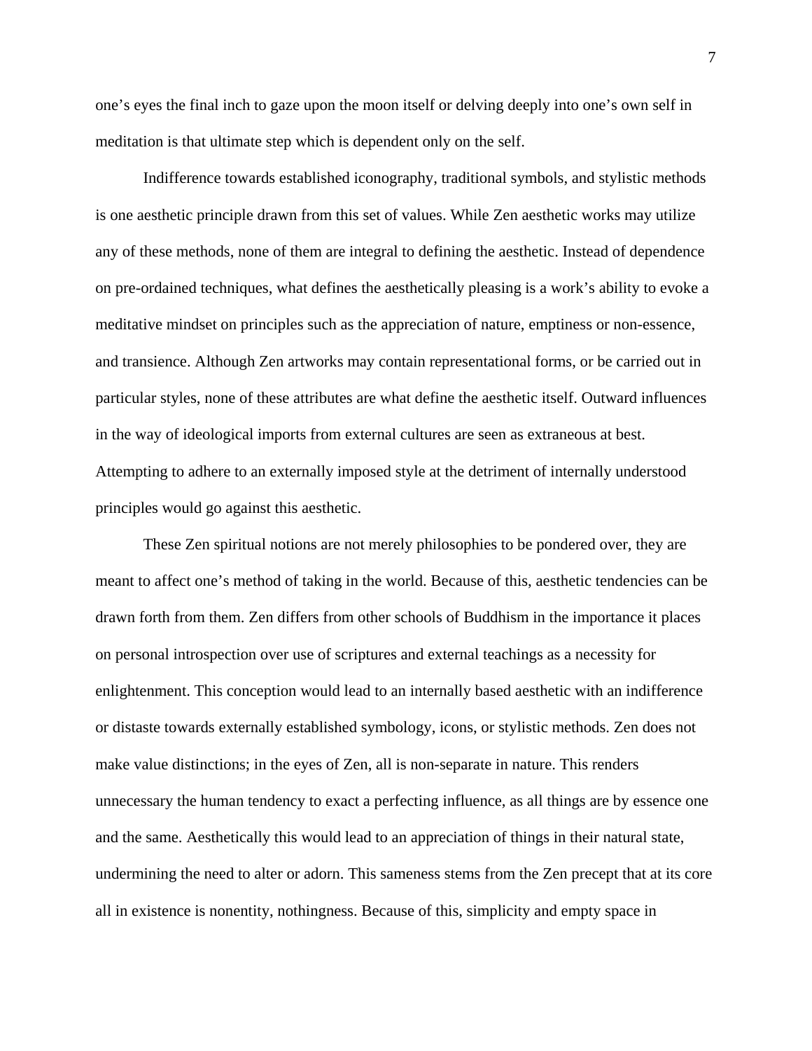one's eyes the final inch to gaze upon the moon itself or delving deeply into one's own self in meditation is that ultimate step which is dependent only on the self.

Indifference towards established iconography, traditional symbols, and stylistic methods is one aesthetic principle drawn from this set of values. While Zen aesthetic works may utilize any of these methods, none of them are integral to defining the aesthetic. Instead of dependence on pre-ordained techniques, what defines the aesthetically pleasing is a work's ability to evoke a meditative mindset on principles such as the appreciation of nature, emptiness or non-essence, and transience. Although Zen artworks may contain representational forms, or be carried out in particular styles, none of these attributes are what define the aesthetic itself. Outward influences in the way of ideological imports from external cultures are seen as extraneous at best. Attempting to adhere to an externally imposed style at the detriment of internally understood principles would go against this aesthetic.

These Zen spiritual notions are not merely philosophies to be pondered over, they are meant to affect one's method of taking in the world. Because of this, aesthetic tendencies can be drawn forth from them. Zen differs from other schools of Buddhism in the importance it places on personal introspection over use of scriptures and external teachings as a necessity for enlightenment. This conception would lead to an internally based aesthetic with an indifference or distaste towards externally established symbology, icons, or stylistic methods. Zen does not make value distinctions; in the eyes of Zen, all is non-separate in nature. This renders unnecessary the human tendency to exact a perfecting influence, as all things are by essence one and the same. Aesthetically this would lead to an appreciation of things in their natural state, undermining the need to alter or adorn. This sameness stems from the Zen precept that at its core all in existence is nonentity, nothingness. Because of this, simplicity and empty space in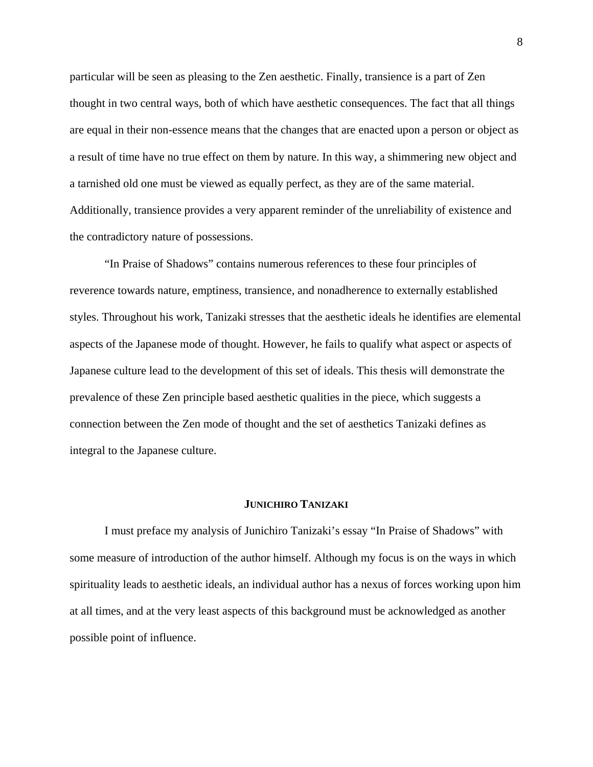particular will be seen as pleasing to the Zen aesthetic. Finally, transience is a part of Zen thought in two central ways, both of which have aesthetic consequences. The fact that all things are equal in their non-essence means that the changes that are enacted upon a person or object as a result of time have no true effect on them by nature. In this way, a shimmering new object and a tarnished old one must be viewed as equally perfect, as they are of the same material. Additionally, transience provides a very apparent reminder of the unreliability of existence and the contradictory nature of possessions.

"In Praise of Shadows" contains numerous references to these four principles of reverence towards nature, emptiness, transience, and nonadherence to externally established styles. Throughout his work, Tanizaki stresses that the aesthetic ideals he identifies are elemental aspects of the Japanese mode of thought. However, he fails to qualify what aspect or aspects of Japanese culture lead to the development of this set of ideals. This thesis will demonstrate the prevalence of these Zen principle based aesthetic qualities in the piece, which suggests a connection between the Zen mode of thought and the set of aesthetics Tanizaki defines as integral to the Japanese culture.

## JUNICHIRO TANIZAKI

I must preface my analysis of Junichiro Tanizaki's essay "In Praise of Shadows" with some measure of introduction of the author himself. Although my focus is on the ways in which spirituality leads to aesthetic ideals, an individual author has a nexus of forces working upon him at all times, and at the very least aspects of this background must be acknowledged as another possible point of influence.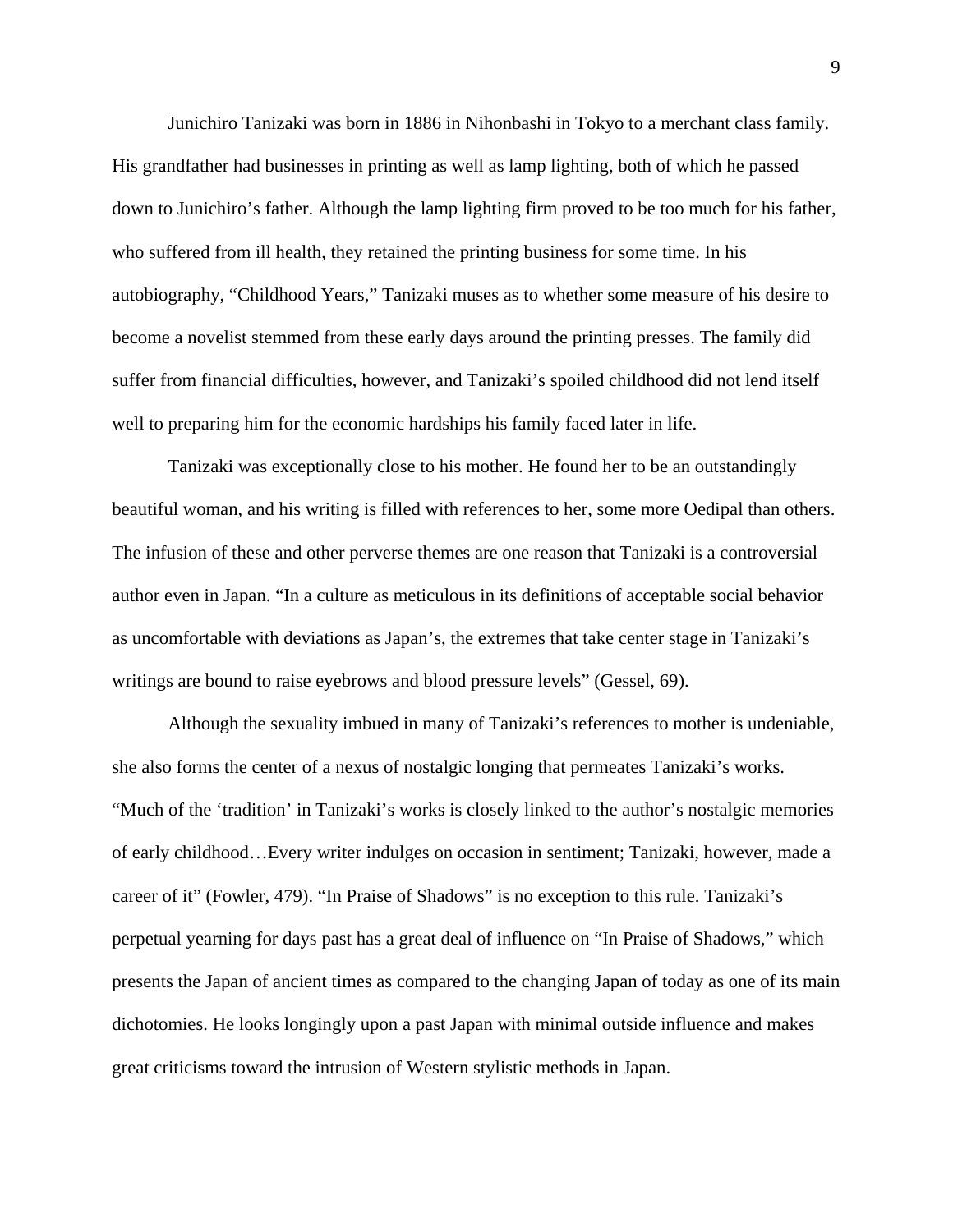Junichiro Tanizaki was born in 1886 in Nihonbashi in Tokyo to a merchant class family. His grandfather had businesses in printing as well as lamp lighting, both of which he passed down to Junichiro's father. Although the lamp lighting firm proved to be too much for his father, who suffered from ill health, they retained the printing business for some time. In his autobiography, "Childhood Years," Tanizaki muses as to whether some measure of his desire to become a novelist stemmed from these early days around the printing presses. The family did suffer from financial difficulties, however, and Tanizaki's spoiled childhood did not lend itself well to preparing him for the economic hardships his family faced later in life.

Tanizaki was exceptionally close to his mother. He found her to be an outstandingly beautiful woman, and his writing is filled with references to her, some more Oedipal than others. The infusion of these and other perverse themes are one reason that Tanizaki is a controversial author even in Japan. "In a culture as meticulous in its definitions of acceptable social behavior as uncomfortable with deviations as Japan's, the extremes that take center stage in Tanizaki's writings are bound to raise eyebrows and blood pressure levels" (Gessel, 69).

Although the sexuality imbued in many of Tanizaki's references to mother is undeniable, she also forms the center of a nexus of nostalgic longing that permeates Tanizaki's works. "Much of the 'tradition' in Tanizaki's works is closely linked to the author's nostalgic memories of early childhood…Every writer indulges on occasion in sentiment; Tanizaki, however, made a career of it" (Fowler, 479). "In Praise of Shadows" is no exception to this rule. Tanizaki's perpetual yearning for days past has a great deal of influence on "In Praise of Shadows," which presents the Japan of ancient times as compared to the changing Japan of today as one of its main dichotomies. He looks longingly upon a past Japan with minimal outside influence and makes great criticisms toward the intrusion of Western stylistic methods in Japan.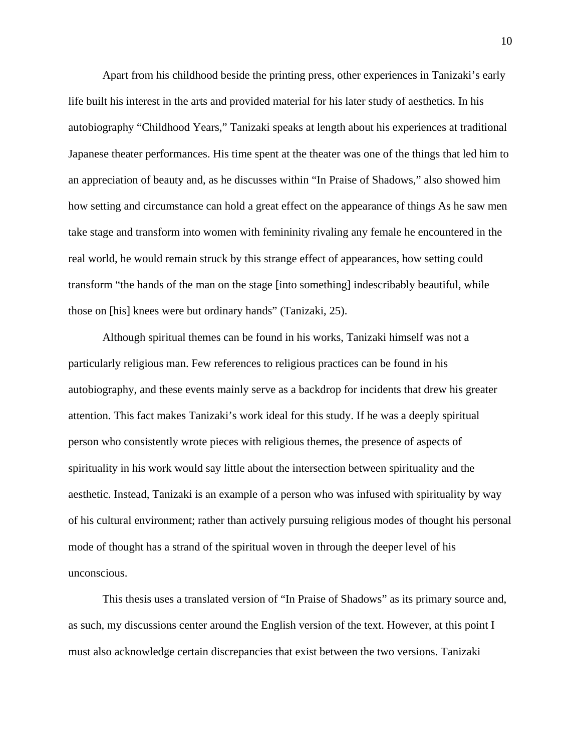Apart from his childhood beside the printing press, other experiences in Tanizaki's early life built his interest in the arts and provided material for his later study of aesthetics. In his autobiography "Childhood Years," Tanizaki speaks at length about his experiences at traditional Japanese theater performances. His time spent at the theater was one of the things that led him to an appreciation of beauty and, as he discusses within "In Praise of Shadows," also showed him how setting and circumstance can hold a great effect on the appearance of things As he saw men take stage and transform into women with femininity rivaling any female he encountered in the real world, he would remain struck by this strange effect of appearances, how setting could transform "the hands of the man on the stage [into something] indescribably beautiful, while those on [his] knees were but ordinary hands" (Tanizaki, 25).

Although spiritual themes can be found in his works, Tanizaki himself was not a particularly religious man. Few references to religious practices can be found in his autobiography, and these events mainly serve as a backdrop for incidents that drew his greater attention. This fact makes Tanizaki's work ideal for this study. If he was a deeply spiritual person who consistently wrote pieces with religious themes, the presence of aspects of spirituality in his work would say little about the intersection between spirituality and the aesthetic. Instead, Tanizaki is an example of a person who was infused with spirituality by way of his cultural environment; rather than actively pursuing religious modes of thought his personal mode of thought has a strand of the spiritual woven in through the deeper level of his unconscious.

This thesis uses a translated version of "In Praise of Shadows" as its primary source and, as such, my discussions center around the English version of the text. However, at this point I must also acknowledge certain discrepancies that exist between the two versions. Tanizaki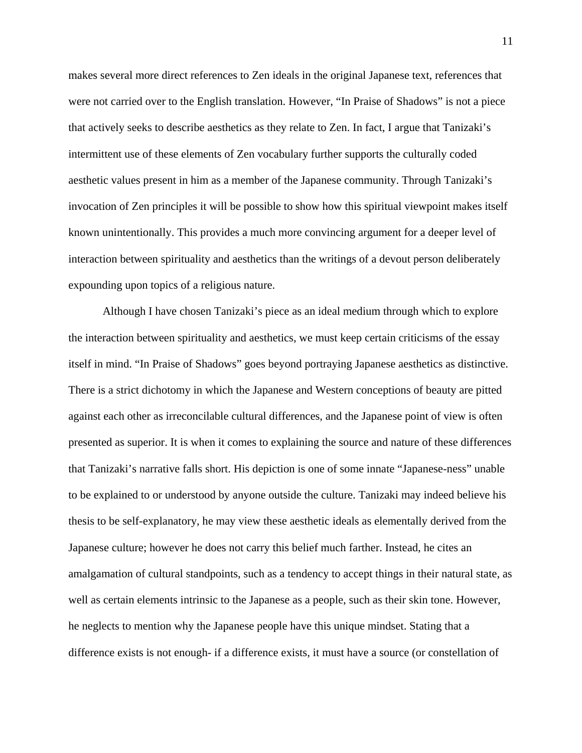makes several more direct references to Zen ideals in the original Japanese text, references that were not carried over to the English translation. However, "In Praise of Shadows" is not a piece that actively seeks to describe aesthetics as they relate to Zen. In fact, I argue that Tanizaki's intermittent use of these elements of Zen vocabulary further supports the culturally coded aesthetic values present in him as a member of the Japanese community. Through Tanizaki's invocation of Zen principles it will be possible to show how this spiritual viewpoint makes itself known unintentionally. This provides a much more convincing argument for a deeper level of interaction between spirituality and aesthetics than the writings of a devout person deliberately expounding upon topics of a religious nature.

Although I have chosen Tanizaki's piece as an ideal medium through which to explore the interaction between spirituality and aesthetics, we must keep certain criticisms of the essay itself in mind. "In Praise of Shadows" goes beyond portraying Japanese aesthetics as distinctive. There is a strict dichotomy in which the Japanese and Western conceptions of beauty are pitted against each other as irreconcilable cultural differences, and the Japanese point of view is often presented as superior. It is when it comes to explaining the source and nature of these differences that Tanizaki's narrative falls short. His depiction is one of some innate "Japanese-ness" unable to be explained to or understood by anyone outside the culture. Tanizaki may indeed believe his thesis to be self-explanatory, he may view these aesthetic ideals as elementally derived from the Japanese culture; however he does not carry this belief much farther. Instead, he cites an amalgamation of cultural standpoints, such as a tendency to accept things in their natural state, as well as certain elements intrinsic to the Japanese as a people, such as their skin tone. However, he neglects to mention why the Japanese people have this unique mindset. Stating that a difference exists is not enough- if a difference exists, it must have a source (or constellation of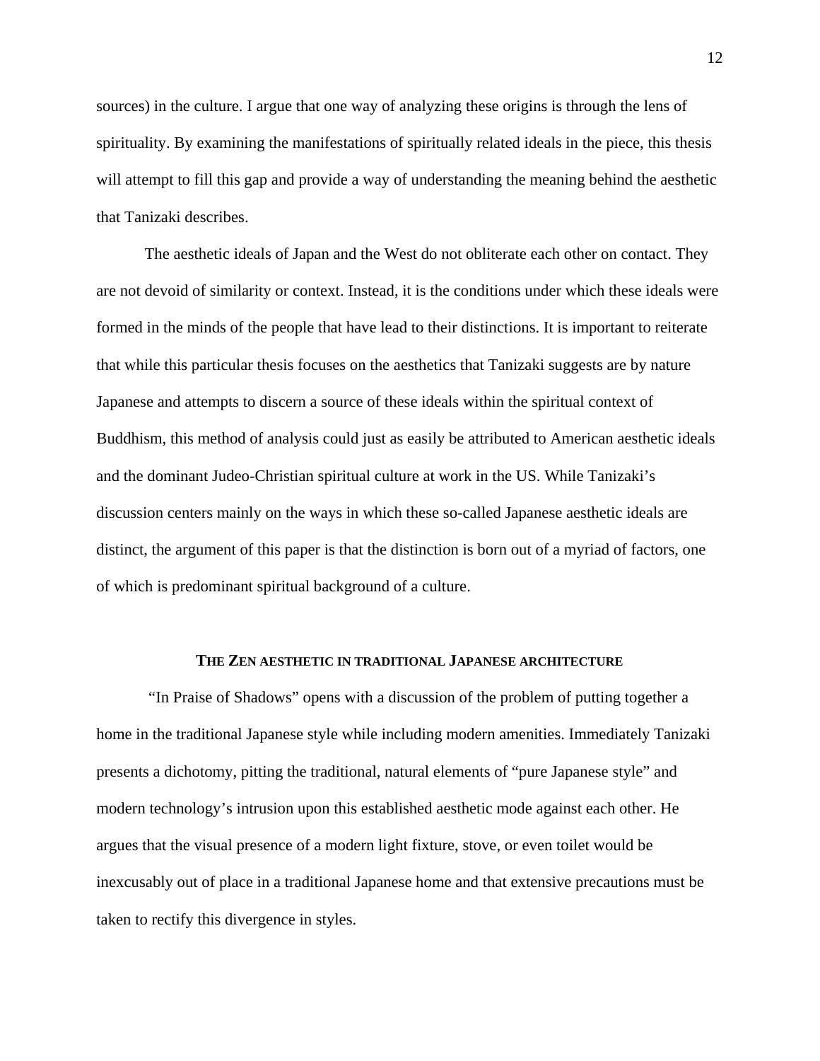sources) in the culture. I argue that one way of analyzing these origins is through the lens of spirituality. By examining the manifestations of spiritually related ideals in the piece, this thesis will attempt to fill this gap and provide a way of understanding the meaning behind the aesthetic that Tanizaki describes.

The aesthetic ideals of Japan and the West do not obliterate each other on contact. They are not devoid of similarity or context. Instead, it is the conditions under which these ideals were formed in the minds of the people that have lead to their distinctions. It is important to reiterate that while this particular thesis focuses on the aesthetics that Tanizaki suggests are by nature Japanese and attempts to discern a source of these ideals within the spiritual context of Buddhism, this method of analysis could just as easily be attributed to American aesthetic ideals and the dominant Judeo-Christian spiritual culture at work in the US. While Tanizaki's discussion centers mainly on the ways in which these so-called Japanese aesthetic ideals are distinct, the argument of this paper is that the distinction is born out of a myriad of factors, one of which is predominant spiritual background of a culture.

## THE ZEN AESTHETIC IN TRADITIONAL JAPANESE ARCHITECTURE

"In Praise of Shadows" opens with a discussion of the problem of putting together a home in the traditional Japanese style while including modern amenities. Immediately Tanizaki presents a dichotomy, pitting the traditional, natural elements of "pure Japanese style" and modern technology's intrusion upon this established aesthetic mode against each other. He argues that the visual presence of a modern light fixture, stove, or even toilet would be inexcusably out of place in a traditional Japanese home and that extensive precautions must be taken to rectify this divergence in styles.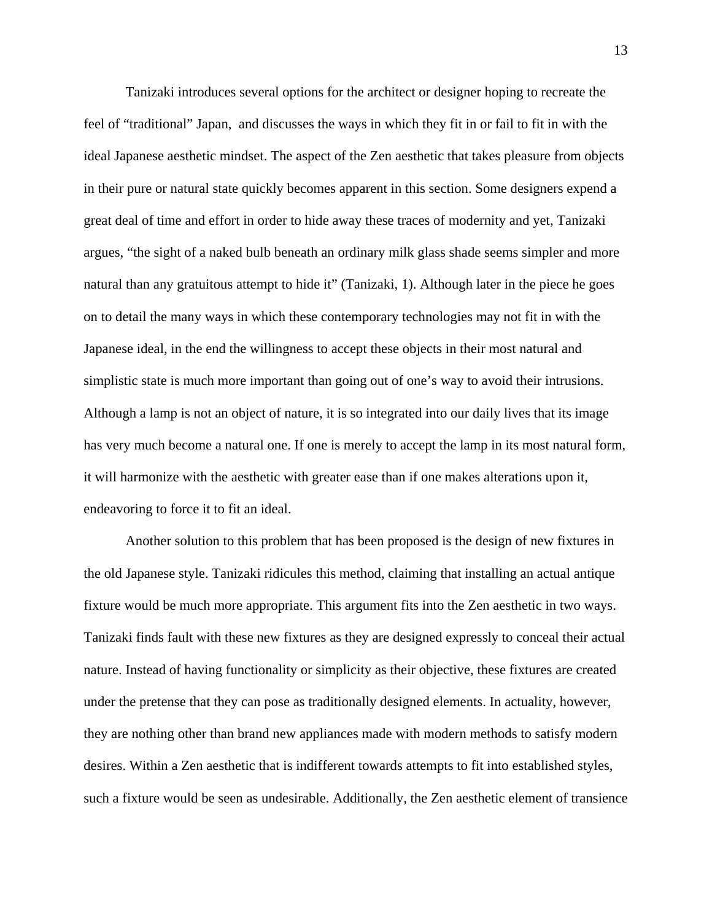Tanizaki introduces several options for the architect or designer hoping to recreate the feel of "traditional" Japan,  and discusses the ways in which they fit in or fail to fit in with the ideal Japanese aesthetic mindset. The aspect of the Zen aesthetic that takes pleasure from objects in their pure or natural state quickly becomes apparent in this section. Some designers expend a great deal of time and effort in order to hide away these traces of modernity and yet, Tanizaki argues, "the sight of a naked bulb beneath an ordinary milk glass shade seems simpler and more natural than any gratuitous attempt to hide it" (Tanizaki, 1). Although later in the piece he goes on to detail the many ways in which these contemporary technologies may not fit in with the Japanese ideal, in the end the willingness to accept these objects in their most natural and simplistic state is much more important than going out of one's way to avoid their intrusions. Although a lamp is not an object of nature, it is so integrated into our daily lives that its image has very much become a natural one. If one is merely to accept the lamp in its most natural form, it will harmonize with the aesthetic with greater ease than if one makes alterations upon it, endeavoring to force it to fit an ideal.

Another solution to this problem that has been proposed is the design of new fixtures in the old Japanese style. Tanizaki ridicules this method, claiming that installing an actual antique fixture would be much more appropriate. This argument fits into the Zen aesthetic in two ways. Tanizaki finds fault with these new fixtures as they are designed expressly to conceal their actual nature. Instead of having functionality or simplicity as their objective, these fixtures are created under the pretense that they can pose as traditionally designed elements. In actuality, however, they are nothing other than brand new appliances made with modern methods to satisfy modern desires. Within a Zen aesthetic that is indifferent towards attempts to fit into established styles, such a fixture would be seen as undesirable. Additionally, the Zen aesthetic element of transience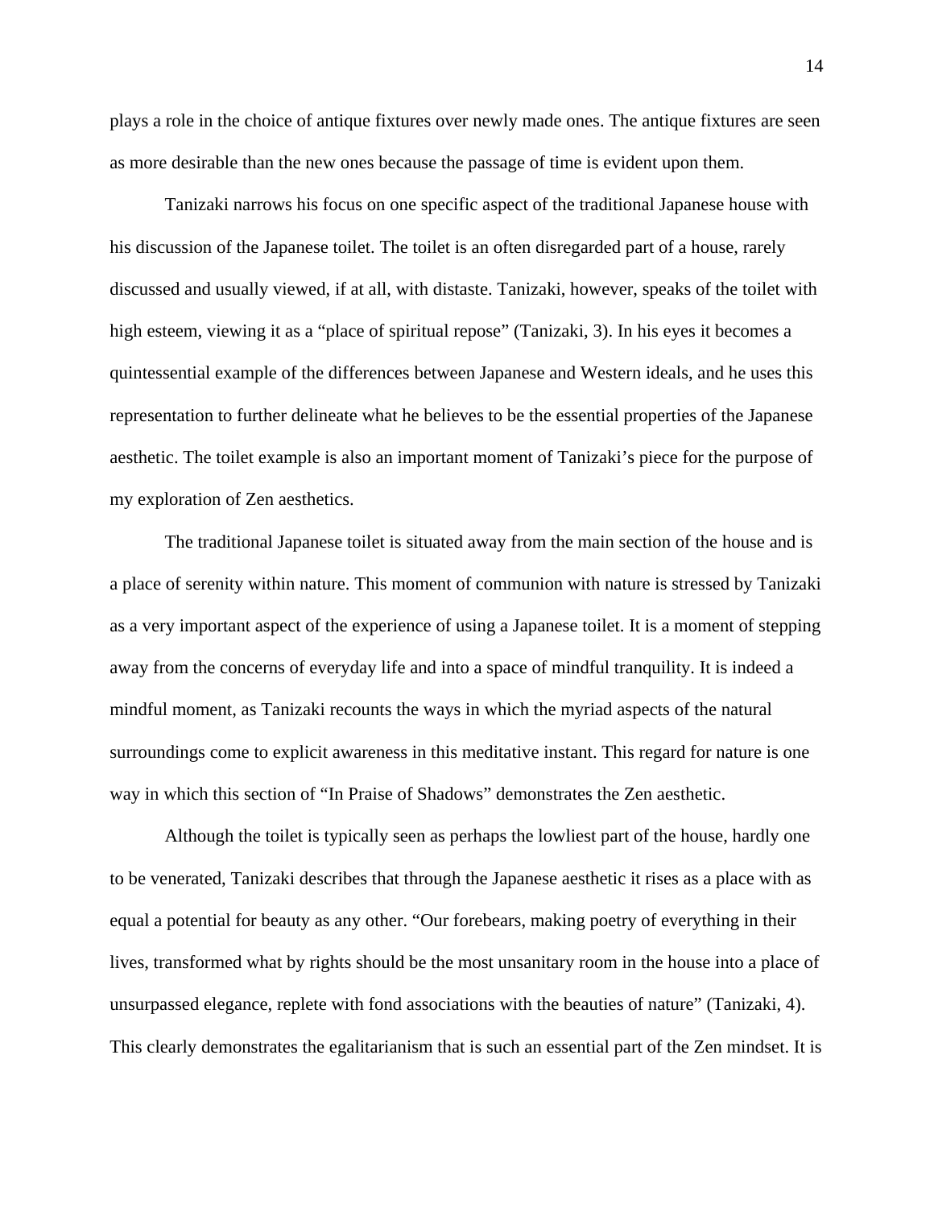plays a role in the choice of antique fixtures over newly made ones. The antique fixtures are seen as more desirable than the new ones because the passage of time is evident upon them.

Tanizaki narrows his focus on one specific aspect of the traditional Japanese house with his discussion of the Japanese toilet. The toilet is an often disregarded part of a house, rarely discussed and usually viewed, if at all, with distaste. Tanizaki, however, speaks of the toilet with high esteem, viewing it as a "place of spiritual repose" (Tanizaki, 3). In his eyes it becomes a quintessential example of the differences between Japanese and Western ideals, and he uses this representation to further delineate what he believes to be the essential properties of the Japanese aesthetic. The toilet example is also an important moment of Tanizaki's piece for the purpose of my exploration of Zen aesthetics.

The traditional Japanese toilet is situated away from the main section of the house and is a place of serenity within nature. This moment of communion with nature is stressed by Tanizaki as a very important aspect of the experience of using a Japanese toilet. It is a moment of stepping away from the concerns of everyday life and into a space of mindful tranquility. It is indeed a mindful moment, as Tanizaki recounts the ways in which the myriad aspects of the natural surroundings come to explicit awareness in this meditative instant. This regard for nature is one way in which this section of "In Praise of Shadows" demonstrates the Zen aesthetic.

Although the toilet is typically seen as perhaps the lowliest part of the house, hardly one to be venerated, Tanizaki describes that through the Japanese aesthetic it rises as a place with as equal a potential for beauty as any other. "Our forebears, making poetry of everything in their lives, transformed what by rights should be the most unsanitary room in the house into a place of unsurpassed elegance, replete with fond associations with the beauties of nature" (Tanizaki, 4). This clearly demonstrates the egalitarianism that is such an essential part of the Zen mindset. It is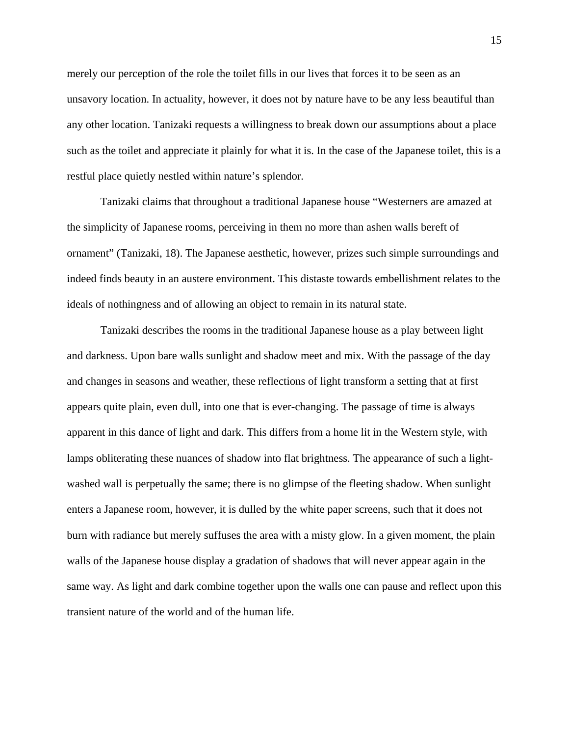merely our perception of the role the toilet fills in our lives that forces it to be seen as an unsavory location. In actuality, however, it does not by nature have to be any less beautiful than any other location. Tanizaki requests a willingness to break down our assumptions about a place such as the toilet and appreciate it plainly for what it is. In the case of the Japanese toilet, this is a restful place quietly nestled within nature's splendor.

Tanizaki claims that throughout a traditional Japanese house "Westerners are amazed at the simplicity of Japanese rooms, perceiving in them no more than ashen walls bereft of ornament" (Tanizaki, 18). The Japanese aesthetic, however, prizes such simple surroundings and indeed finds beauty in an austere environment. This distaste towards embellishment relates to the ideals of nothingness and of allowing an object to remain in its natural state.

Tanizaki describes the rooms in the traditional Japanese house as a play between light and darkness. Upon bare walls sunlight and shadow meet and mix. With the passage of the day and changes in seasons and weather, these reflections of light transform a setting that at first appears quite plain, even dull, into one that is ever-changing. The passage of time is always apparent in this dance of light and dark. This differs from a home lit in the Western style, with lamps obliterating these nuances of shadow into flat brightness. The appearance of such a light-washed wall is perpetually the same; there is no glimpse of the fleeting shadow. When sunlight enters a Japanese room, however, it is dulled by the white paper screens, such that it does not burn with radiance but merely suffuses the area with a misty glow. In a given moment, the plain walls of the Japanese house display a gradation of shadows that will never appear again in the same way. As light and dark combine together upon the walls one can pause and reflect upon this transient nature of the world and of the human life.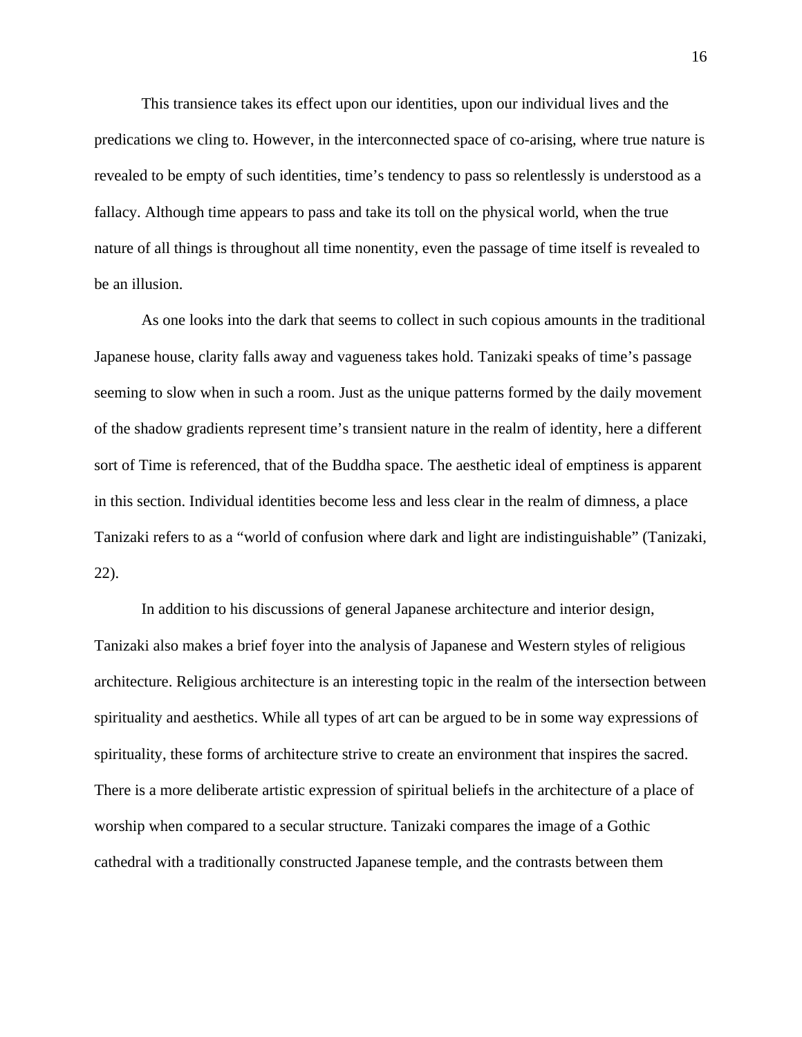This transience takes its effect upon our identities, upon our individual lives and the predications we cling to. However, in the interconnected space of co-arising, where true nature is revealed to be empty of such identities, time's tendency to pass so relentlessly is understood as a fallacy. Although time appears to pass and take its toll on the physical world, when the true nature of all things is throughout all time nonentity, even the passage of time itself is revealed to be an illusion.

As one looks into the dark that seems to collect in such copious amounts in the traditional Japanese house, clarity falls away and vagueness takes hold. Tanizaki speaks of time's passage seeming to slow when in such a room. Just as the unique patterns formed by the daily movement of the shadow gradients represent time's transient nature in the realm of identity, here a different sort of Time is referenced, that of the Buddha space. The aesthetic ideal of emptiness is apparent in this section. Individual identities become less and less clear in the realm of dimness, a place Tanizaki refers to as a "world of confusion where dark and light are indistinguishable" (Tanizaki, 22).

In addition to his discussions of general Japanese architecture and interior design, Tanizaki also makes a brief foyer into the analysis of Japanese and Western styles of religious architecture. Religious architecture is an interesting topic in the realm of the intersection between spirituality and aesthetics. While all types of art can be argued to be in some way expressions of spirituality, these forms of architecture strive to create an environment that inspires the sacred. There is a more deliberate artistic expression of spiritual beliefs in the architecture of a place of worship when compared to a secular structure. Tanizaki compares the image of a Gothic cathedral with a traditionally constructed Japanese temple, and the contrasts between them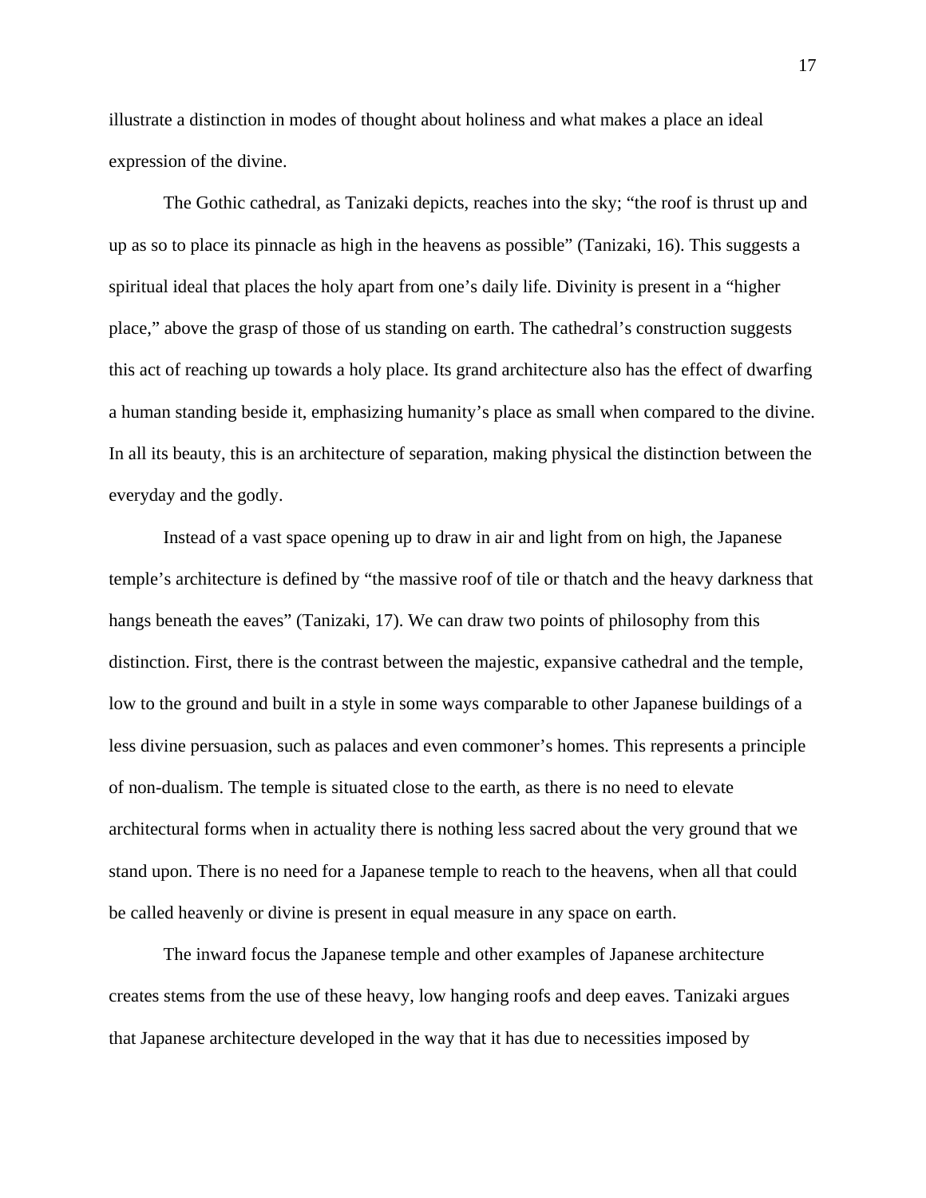illustrate a distinction in modes of thought about holiness and what makes a place an ideal expression of the divine.

The Gothic cathedral, as Tanizaki depicts, reaches into the sky; "the roof is thrust up and up as so to place its pinnacle as high in the heavens as possible" (Tanizaki, 16). This suggests a spiritual ideal that places the holy apart from one's daily life. Divinity is present in a "higher place," above the grasp of those of us standing on earth. The cathedral's construction suggests this act of reaching up towards a holy place. Its grand architecture also has the effect of dwarfing a human standing beside it, emphasizing humanity's place as small when compared to the divine. In all its beauty, this is an architecture of separation, making physical the distinction between the everyday and the godly.

Instead of a vast space opening up to draw in air and light from on high, the Japanese temple's architecture is defined by "the massive roof of tile or thatch and the heavy darkness that hangs beneath the eaves" (Tanizaki, 17). We can draw two points of philosophy from this distinction. First, there is the contrast between the majestic, expansive cathedral and the temple, low to the ground and built in a style in some ways comparable to other Japanese buildings of a less divine persuasion, such as palaces and even commoner's homes. This represents a principle of non-dualism. The temple is situated close to the earth, as there is no need to elevate architectural forms when in actuality there is nothing less sacred about the very ground that we stand upon. There is no need for a Japanese temple to reach to the heavens, when all that could be called heavenly or divine is present in equal measure in any space on earth.

The inward focus the Japanese temple and other examples of Japanese architecture creates stems from the use of these heavy, low hanging roofs and deep eaves. Tanizaki argues that Japanese architecture developed in the way that it has due to necessities imposed by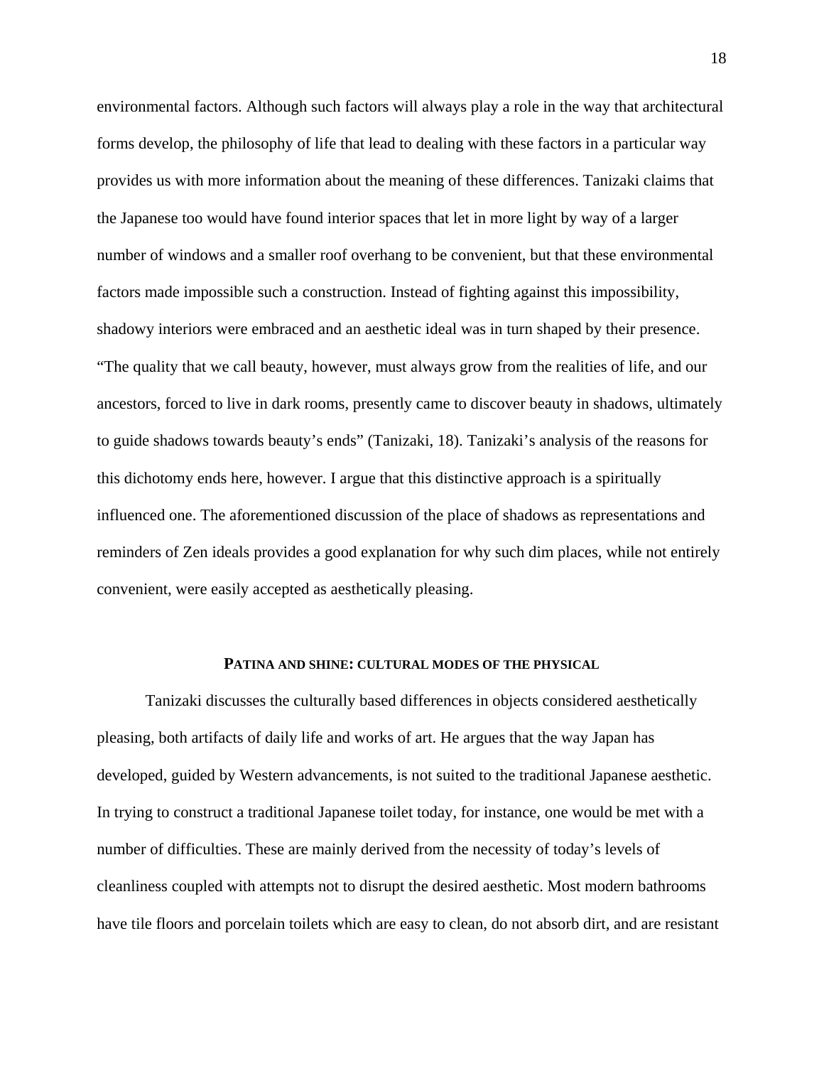environmental factors. Although such factors will always play a role in the way that architectural forms develop, the philosophy of life that lead to dealing with these factors in a particular way provides us with more information about the meaning of these differences. Tanizaki claims that the Japanese too would have found interior spaces that let in more light by way of a larger number of windows and a smaller roof overhang to be convenient, but that these environmental factors made impossible such a construction. Instead of fighting against this impossibility, shadowy interiors were embraced and an aesthetic ideal was in turn shaped by their presence. "The quality that we call beauty, however, must always grow from the realities of life, and our ancestors, forced to live in dark rooms, presently came to discover beauty in shadows, ultimately to guide shadows towards beauty's ends" (Tanizaki, 18). Tanizaki's analysis of the reasons for this dichotomy ends here, however. I argue that this distinctive approach is a spiritually influenced one. The aforementioned discussion of the place of shadows as representations and reminders of Zen ideals provides a good explanation for why such dim places, while not entirely convenient, were easily accepted as aesthetically pleasing.

## PATINA AND SHINE: CULTURAL MODES OF THE PHYSICAL

Tanizaki discusses the culturally based differences in objects considered aesthetically pleasing, both artifacts of daily life and works of art. He argues that the way Japan has developed, guided by Western advancements, is not suited to the traditional Japanese aesthetic. In trying to construct a traditional Japanese toilet today, for instance, one would be met with a number of difficulties. These are mainly derived from the necessity of today's levels of cleanliness coupled with attempts not to disrupt the desired aesthetic. Most modern bathrooms have tile floors and porcelain toilets which are easy to clean, do not absorb dirt, and are resistant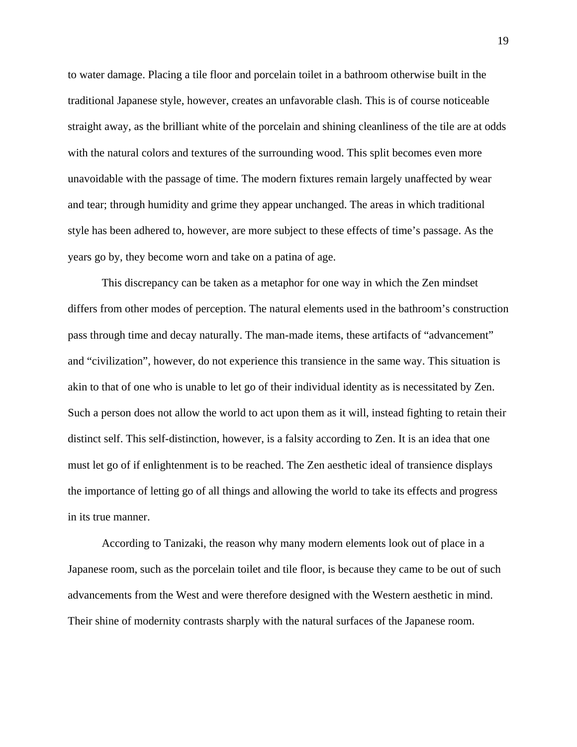to water damage. Placing a tile floor and porcelain toilet in a bathroom otherwise built in the traditional Japanese style, however, creates an unfavorable clash. This is of course noticeable straight away, as the brilliant white of the porcelain and shining cleanliness of the tile are at odds with the natural colors and textures of the surrounding wood. This split becomes even more unavoidable with the passage of time. The modern fixtures remain largely unaffected by wear and tear; through humidity and grime they appear unchanged. The areas in which traditional style has been adhered to, however, are more subject to these effects of time's passage. As the years go by, they become worn and take on a patina of age.

This discrepancy can be taken as a metaphor for one way in which the Zen mindset differs from other modes of perception. The natural elements used in the bathroom's construction pass through time and decay naturally. The man-made items, these artifacts of "advancement" and "civilization", however, do not experience this transience in the same way. This situation is akin to that of one who is unable to let go of their individual identity as is necessitated by Zen. Such a person does not allow the world to act upon them as it will, instead fighting to retain their distinct self. This self-distinction, however, is a falsity according to Zen. It is an idea that one must let go of if enlightenment is to be reached. The Zen aesthetic ideal of transience displays the importance of letting go of all things and allowing the world to take its effects and progress in its true manner.

According to Tanizaki, the reason why many modern elements look out of place in a Japanese room, such as the porcelain toilet and tile floor, is because they came to be out of such advancements from the West and were therefore designed with the Western aesthetic in mind. Their shine of modernity contrasts sharply with the natural surfaces of the Japanese room.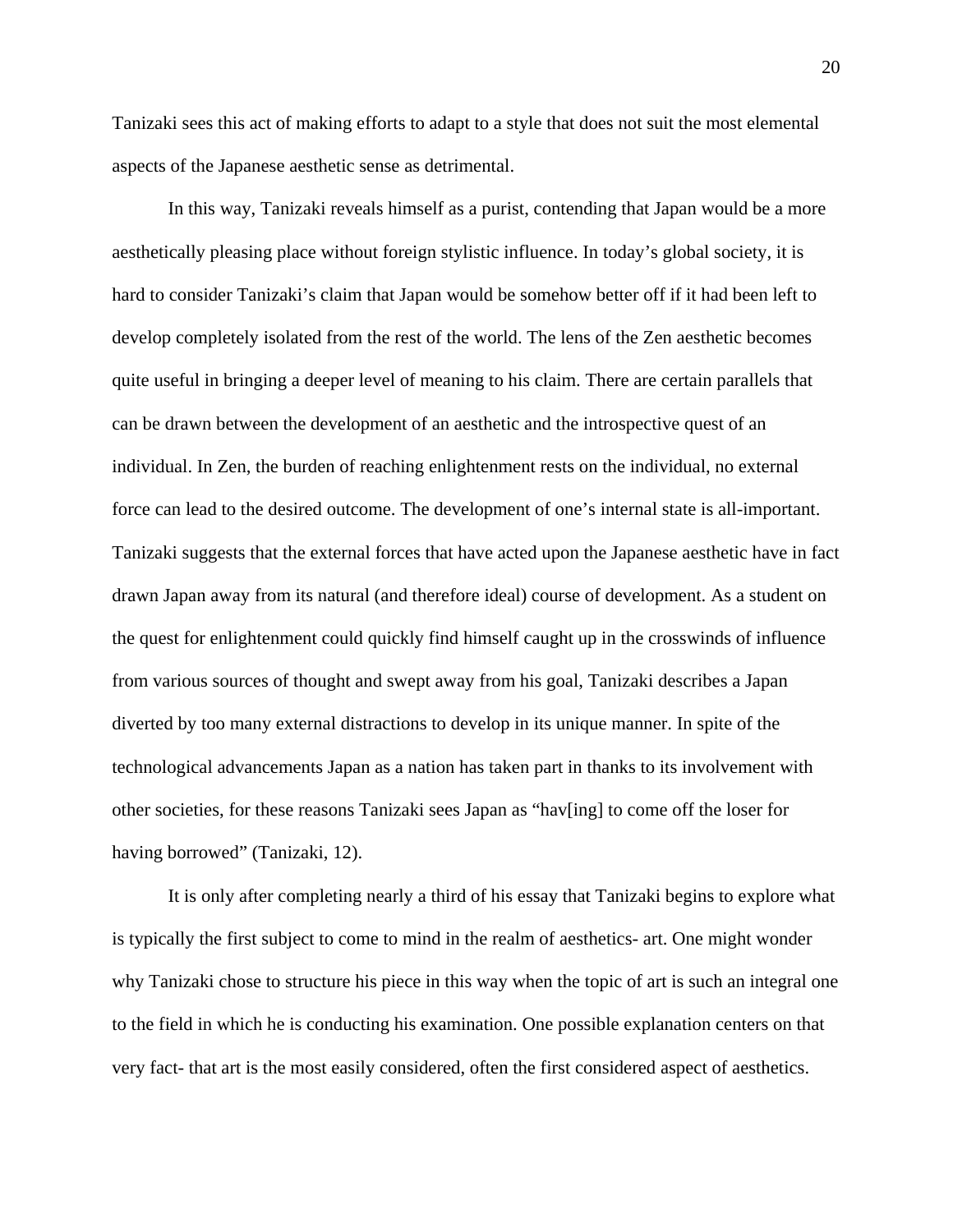Tanizaki sees this act of making efforts to adapt to a style that does not suit the most elemental aspects of the Japanese aesthetic sense as detrimental.

In this way, Tanizaki reveals himself as a purist, contending that Japan would be a more aesthetically pleasing place without foreign stylistic influence. In today's global society, it is hard to consider Tanizaki's claim that Japan would be somehow better off if it had been left to develop completely isolated from the rest of the world. The lens of the Zen aesthetic becomes quite useful in bringing a deeper level of meaning to his claim. There are certain parallels that can be drawn between the development of an aesthetic and the introspective quest of an individual. In Zen, the burden of reaching enlightenment rests on the individual, no external force can lead to the desired outcome. The development of one's internal state is all-important. Tanizaki suggests that the external forces that have acted upon the Japanese aesthetic have in fact drawn Japan away from its natural (and therefore ideal) course of development. As a student on the quest for enlightenment could quickly find himself caught up in the crosswinds of influence from various sources of thought and swept away from his goal, Tanizaki describes a Japan diverted by too many external distractions to develop in its unique manner. In spite of the technological advancements Japan as a nation has taken part in thanks to its involvement with other societies, for these reasons Tanizaki sees Japan as "hav[ing] to come off the loser for having borrowed" (Tanizaki, 12).

It is only after completing nearly a third of his essay that Tanizaki begins to explore what is typically the first subject to come to mind in the realm of aesthetics- art. One might wonder why Tanizaki chose to structure his piece in this way when the topic of art is such an integral one to the field in which he is conducting his examination. One possible explanation centers on that very fact- that art is the most easily considered, often the first considered aspect of aesthetics.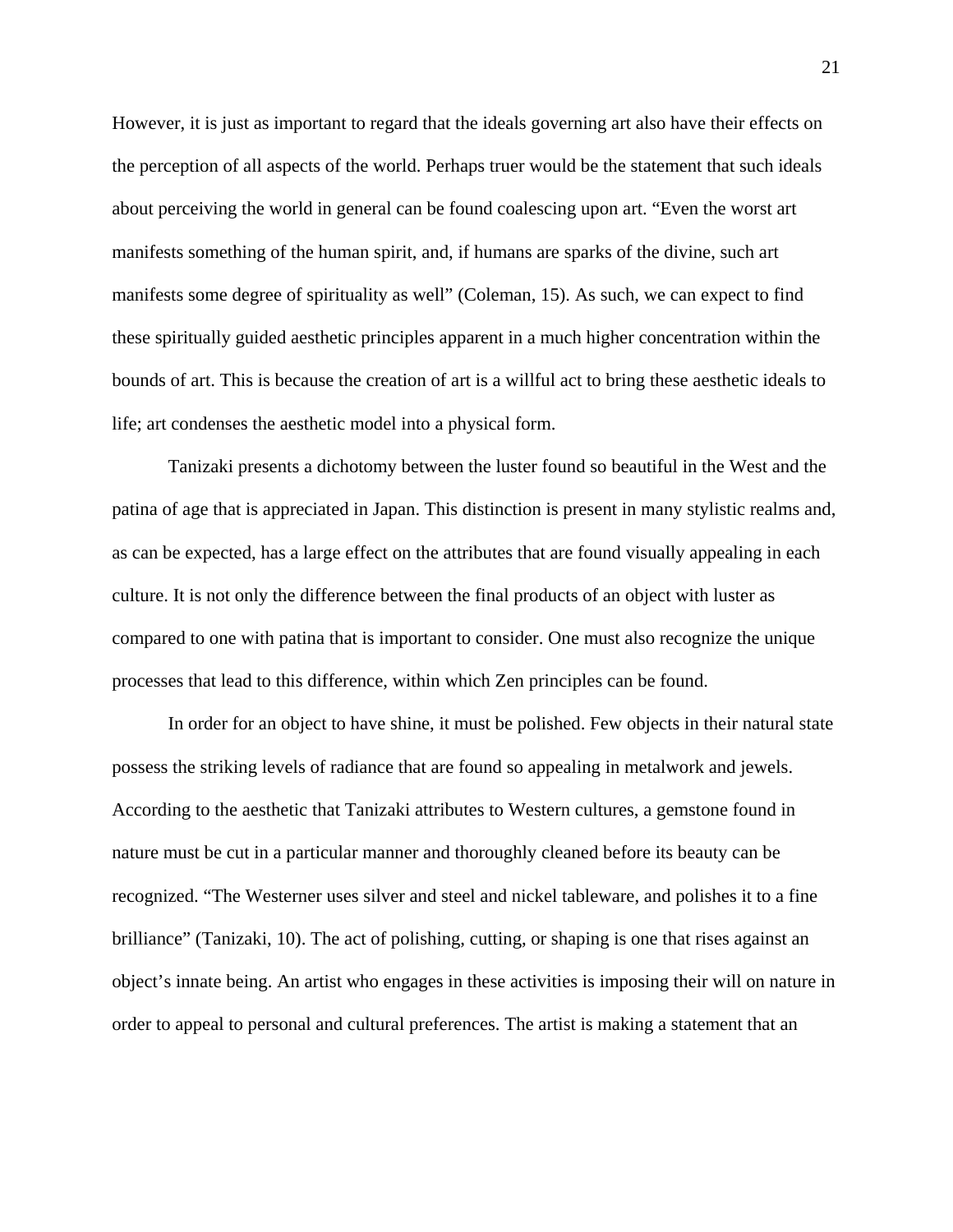However, it is just as important to regard that the ideals governing art also have their effects on the perception of all aspects of the world. Perhaps truer would be the statement that such ideals about perceiving the world in general can be found coalescing upon art. “Even the worst art manifests something of the human spirit, and, if humans are sparks of the divine, such art manifests some degree of spirituality as well” (Coleman, 15). As such, we can expect to find these spiritually guided aesthetic principles apparent in a much higher concentration within the bounds of art. This is because the creation of art is a willful act to bring these aesthetic ideals to life; art condenses the aesthetic model into a physical form.

Tanizaki presents a dichotomy between the luster found so beautiful in the West and the patina of age that is appreciated in Japan. This distinction is present in many stylistic realms and, as can be expected, has a large effect on the attributes that are found visually appealing in each culture. It is not only the difference between the final products of an object with luster as compared to one with patina that is important to consider. One must also recognize the unique processes that lead to this difference, within which Zen principles can be found.

In order for an object to have shine, it must be polished. Few objects in their natural state possess the striking levels of radiance that are found so appealing in metalwork and jewels. According to the aesthetic that Tanizaki attributes to Western cultures, a gemstone found in nature must be cut in a particular manner and thoroughly cleaned before its beauty can be recognized. “The Westerner uses silver and steel and nickel tableware, and polishes it to a fine brilliance” (Tanizaki, 10). The act of polishing, cutting, or shaping is one that rises against an object’s innate being. An artist who engages in these activities is imposing their will on nature in order to appeal to personal and cultural preferences. The artist is making a statement that an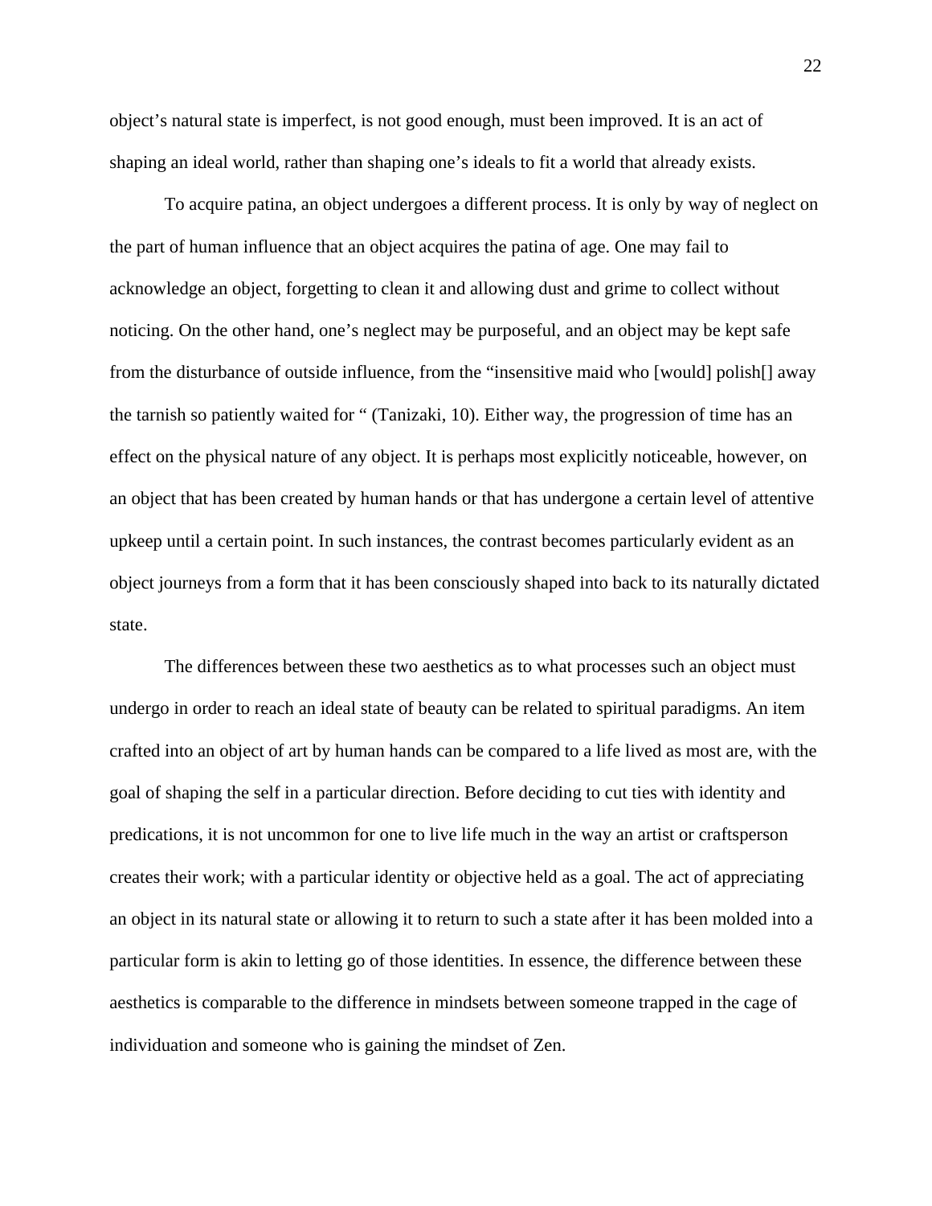object's natural state is imperfect, is not good enough, must been improved. It is an act of shaping an ideal world, rather than shaping one's ideals to fit a world that already exists.

To acquire patina, an object undergoes a different process. It is only by way of neglect on the part of human influence that an object acquires the patina of age. One may fail to acknowledge an object, forgetting to clean it and allowing dust and grime to collect without noticing. On the other hand, one's neglect may be purposeful, and an object may be kept safe from the disturbance of outside influence, from the "insensitive maid who [would] polish[] away the tarnish so patiently waited for " (Tanizaki, 10). Either way, the progression of time has an effect on the physical nature of any object. It is perhaps most explicitly noticeable, however, on an object that has been created by human hands or that has undergone a certain level of attentive upkeep until a certain point. In such instances, the contrast becomes particularly evident as an object journeys from a form that it has been consciously shaped into back to its naturally dictated state.

The differences between these two aesthetics as to what processes such an object must undergo in order to reach an ideal state of beauty can be related to spiritual paradigms. An item crafted into an object of art by human hands can be compared to a life lived as most are, with the goal of shaping the self in a particular direction. Before deciding to cut ties with identity and predications, it is not uncommon for one to live life much in the way an artist or craftsperson creates their work; with a particular identity or objective held as a goal. The act of appreciating an object in its natural state or allowing it to return to such a state after it has been molded into a particular form is akin to letting go of those identities. In essence, the difference between these aesthetics is comparable to the difference in mindsets between someone trapped in the cage of individuation and someone who is gaining the mindset of Zen.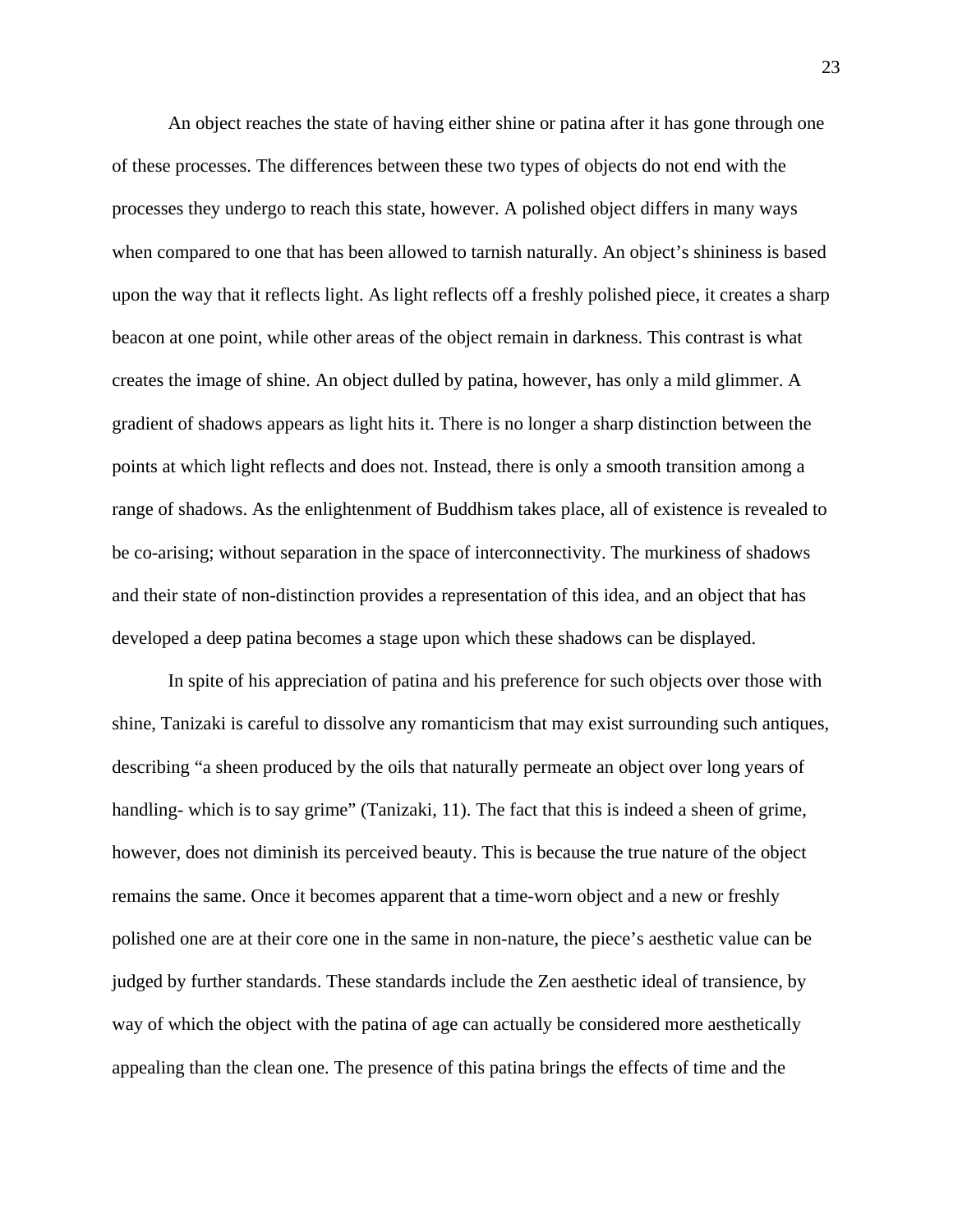An object reaches the state of having either shine or patina after it has gone through one of these processes. The differences between these two types of objects do not end with the processes they undergo to reach this state, however. A polished object differs in many ways when compared to one that has been allowed to tarnish naturally. An object's shininess is based upon the way that it reflects light. As light reflects off a freshly polished piece, it creates a sharp beacon at one point, while other areas of the object remain in darkness. This contrast is what creates the image of shine. An object dulled by patina, however, has only a mild glimmer. A gradient of shadows appears as light hits it. There is no longer a sharp distinction between the points at which light reflects and does not. Instead, there is only a smooth transition among a range of shadows. As the enlightenment of Buddhism takes place, all of existence is revealed to be co-arising; without separation in the space of interconnectivity. The murkiness of shadows and their state of non-distinction provides a representation of this idea, and an object that has developed a deep patina becomes a stage upon which these shadows can be displayed.

In spite of his appreciation of patina and his preference for such objects over those with shine, Tanizaki is careful to dissolve any romanticism that may exist surrounding such antiques, describing "a sheen produced by the oils that naturally permeate an object over long years of handling- which is to say grime" (Tanizaki, 11). The fact that this is indeed a sheen of grime, however, does not diminish its perceived beauty. This is because the true nature of the object remains the same. Once it becomes apparent that a time-worn object and a new or freshly polished one are at their core one in the same in non-nature, the piece's aesthetic value can be judged by further standards. These standards include the Zen aesthetic ideal of transience, by way of which the object with the patina of age can actually be considered more aesthetically appealing than the clean one. The presence of this patina brings the effects of time and the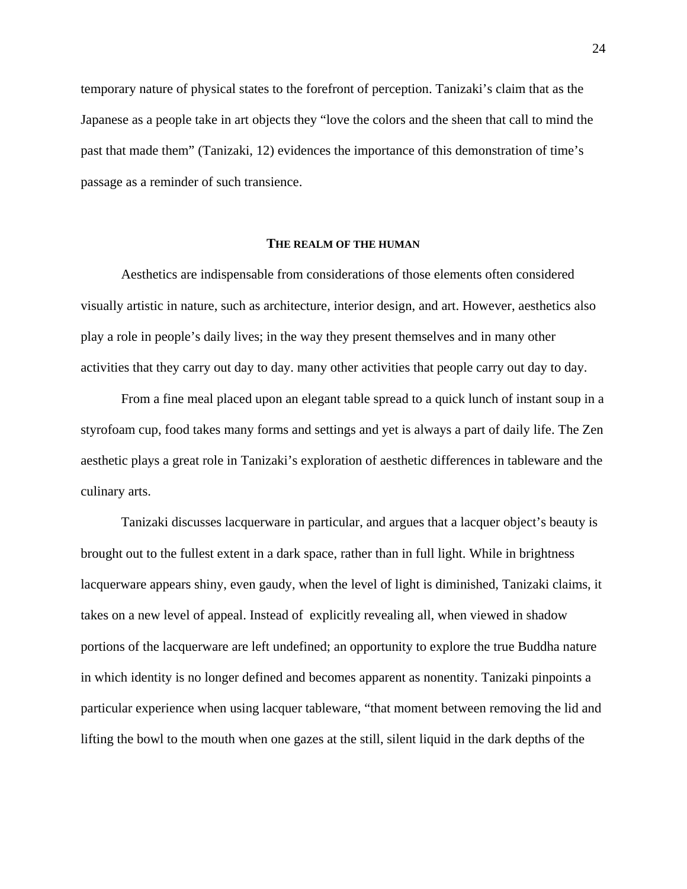temporary nature of physical states to the forefront of perception. Tanizaki's claim that as the Japanese as a people take in art objects they "love the colors and the sheen that call to mind the past that made them" (Tanizaki, 12) evidences the importance of this demonstration of time's passage as a reminder of such transience.

## THE REALM OF THE HUMAN

Aesthetics are indispensable from considerations of those elements often considered visually artistic in nature, such as architecture, interior design, and art. However, aesthetics also play a role in people's daily lives; in the way they present themselves and in many other activities that they carry out day to day. many other activities that people carry out day to day.

From a fine meal placed upon an elegant table spread to a quick lunch of instant soup in a styrofoam cup, food takes many forms and settings and yet is always a part of daily life. The Zen aesthetic plays a great role in Tanizaki's exploration of aesthetic differences in tableware and the culinary arts.

Tanizaki discusses lacquerware in particular, and argues that a lacquer object's beauty is brought out to the fullest extent in a dark space, rather than in full light. While in brightness lacquerware appears shiny, even gaudy, when the level of light is diminished, Tanizaki claims, it takes on a new level of appeal. Instead of explicitly revealing all, when viewed in shadow portions of the lacquerware are left undefined; an opportunity to explore the true Buddha nature in which identity is no longer defined and becomes apparent as nonentity. Tanizaki pinpoints a particular experience when using lacquer tableware, "that moment between removing the lid and lifting the bowl to the mouth when one gazes at the still, silent liquid in the dark depths of the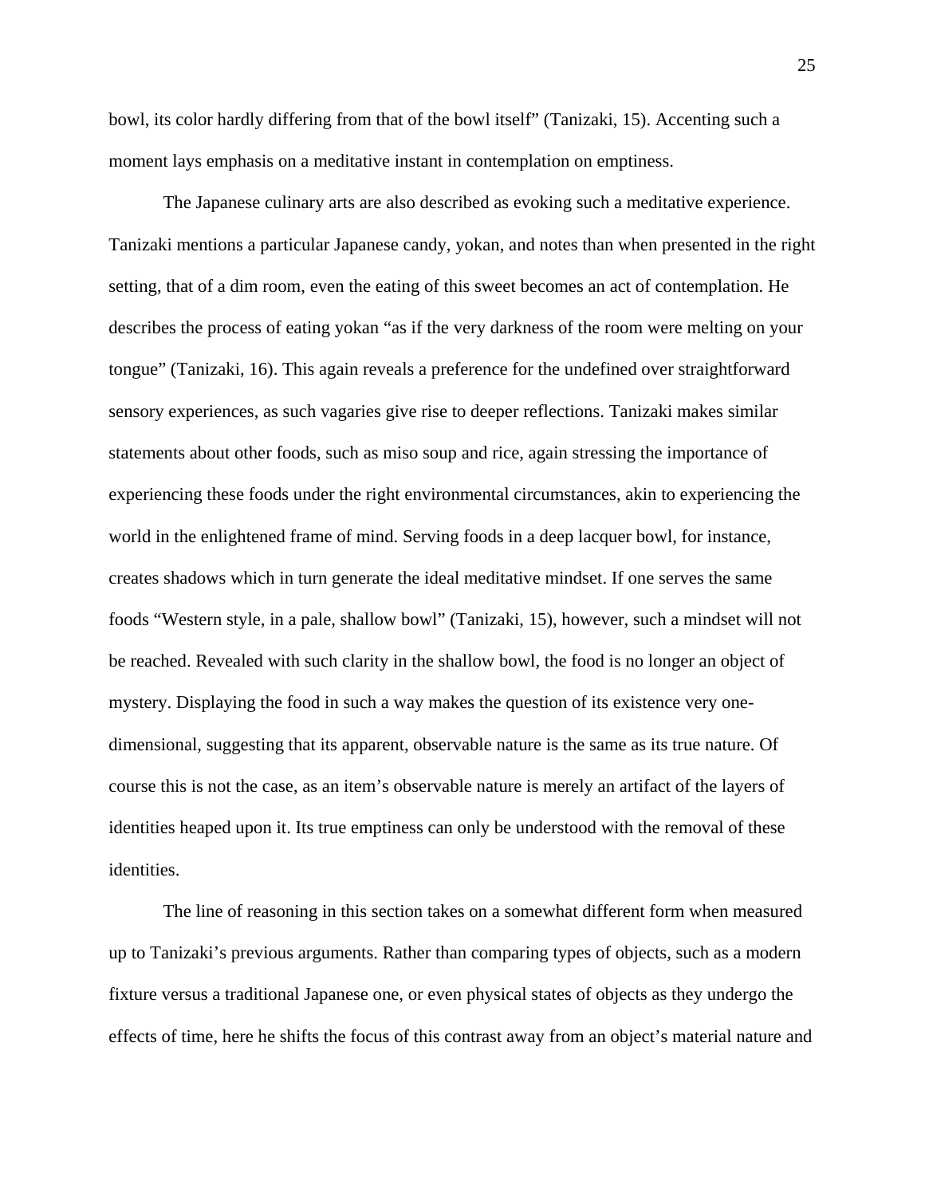bowl, its color hardly differing from that of the bowl itself" (Tanizaki, 15). Accenting such a moment lays emphasis on a meditative instant in contemplation on emptiness.

The Japanese culinary arts are also described as evoking such a meditative experience. Tanizaki mentions a particular Japanese candy, yokan, and notes than when presented in the right setting, that of a dim room, even the eating of this sweet becomes an act of contemplation. He describes the process of eating yokan "as if the very darkness of the room were melting on your tongue" (Tanizaki, 16). This again reveals a preference for the undefined over straightforward sensory experiences, as such vagaries give rise to deeper reflections. Tanizaki makes similar statements about other foods, such as miso soup and rice, again stressing the importance of experiencing these foods under the right environmental circumstances, akin to experiencing the world in the enlightened frame of mind. Serving foods in a deep lacquer bowl, for instance, creates shadows which in turn generate the ideal meditative mindset. If one serves the same foods "Western style, in a pale, shallow bowl" (Tanizaki, 15), however, such a mindset will not be reached. Revealed with such clarity in the shallow bowl, the food is no longer an object of mystery. Displaying the food in such a way makes the question of its existence very one-dimensional, suggesting that its apparent, observable nature is the same as its true nature. Of course this is not the case, as an item's observable nature is merely an artifact of the layers of identities heaped upon it. Its true emptiness can only be understood with the removal of these identities.

The line of reasoning in this section takes on a somewhat different form when measured up to Tanizaki's previous arguments. Rather than comparing types of objects, such as a modern fixture versus a traditional Japanese one, or even physical states of objects as they undergo the effects of time, here he shifts the focus of this contrast away from an object's material nature and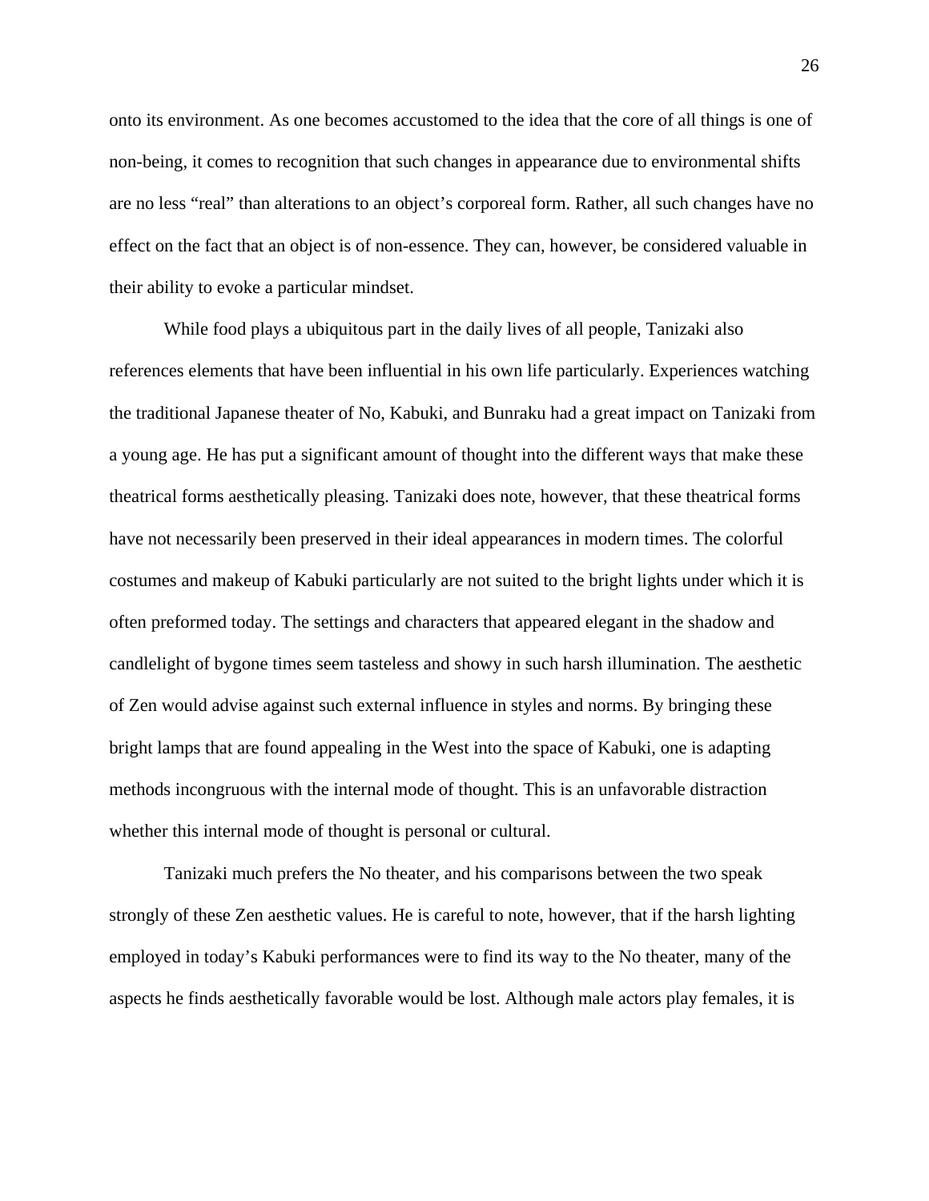onto its environment. As one becomes accustomed to the idea that the core of all things is one of non-being, it comes to recognition that such changes in appearance due to environmental shifts are no less "real" than alterations to an object's corporeal form. Rather, all such changes have no effect on the fact that an object is of non-essence. They can, however, be considered valuable in their ability to evoke a particular mindset.

While food plays a ubiquitous part in the daily lives of all people, Tanizaki also references elements that have been influential in his own life particularly. Experiences watching the traditional Japanese theater of No, Kabuki, and Bunraku had a great impact on Tanizaki from a young age. He has put a significant amount of thought into the different ways that make these theatrical forms aesthetically pleasing. Tanizaki does note, however, that these theatrical forms have not necessarily been preserved in their ideal appearances in modern times. The colorful costumes and makeup of Kabuki particularly are not suited to the bright lights under which it is often preformed today. The settings and characters that appeared elegant in the shadow and candlelight of bygone times seem tasteless and showy in such harsh illumination. The aesthetic of Zen would advise against such external influence in styles and norms. By bringing these bright lamps that are found appealing in the West into the space of Kabuki, one is adapting methods incongruous with the internal mode of thought. This is an unfavorable distraction whether this internal mode of thought is personal or cultural.

Tanizaki much prefers the No theater, and his comparisons between the two speak strongly of these Zen aesthetic values. He is careful to note, however, that if the harsh lighting employed in today's Kabuki performances were to find its way to the No theater, many of the aspects he finds aesthetically favorable would be lost. Although male actors play females, it is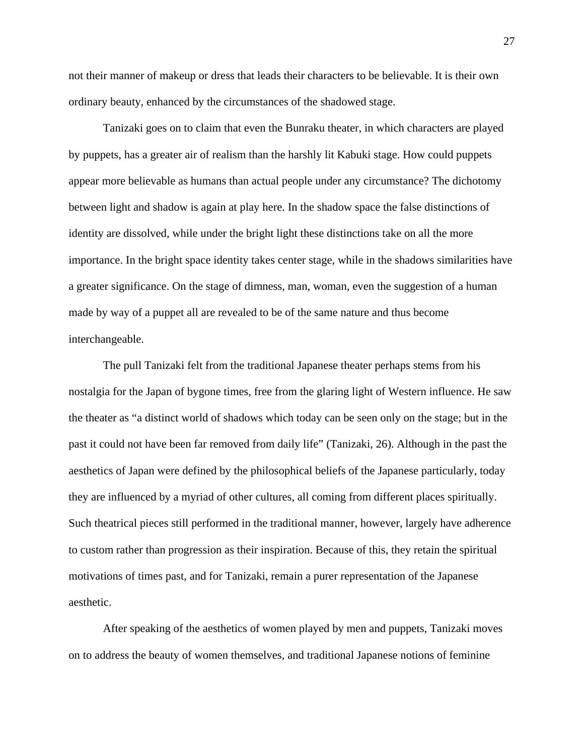not their manner of makeup or dress that leads their characters to be believable. It is their own ordinary beauty, enhanced by the circumstances of the shadowed stage.

Tanizaki goes on to claim that even the Bunraku theater, in which characters are played by puppets, has a greater air of realism than the harshly lit Kabuki stage. How could puppets appear more believable as humans than actual people under any circumstance? The dichotomy between light and shadow is again at play here. In the shadow space the false distinctions of identity are dissolved, while under the bright light these distinctions take on all the more importance. In the bright space identity takes center stage, while in the shadows similarities have a greater significance. On the stage of dimness, man, woman, even the suggestion of a human made by way of a puppet all are revealed to be of the same nature and thus become interchangeable.

The pull Tanizaki felt from the traditional Japanese theater perhaps stems from his nostalgia for the Japan of bygone times, free from the glaring light of Western influence. He saw the theater as "a distinct world of shadows which today can be seen only on the stage; but in the past it could not have been far removed from daily life" (Tanizaki, 26). Although in the past the aesthetics of Japan were defined by the philosophical beliefs of the Japanese particularly, today they are influenced by a myriad of other cultures, all coming from different places spiritually. Such theatrical pieces still performed in the traditional manner, however, largely have adherence to custom rather than progression as their inspiration. Because of this, they retain the spiritual motivations of times past, and for Tanizaki, remain a purer representation of the Japanese aesthetic.

After speaking of the aesthetics of women played by men and puppets, Tanizaki moves on to address the beauty of women themselves, and traditional Japanese notions of feminine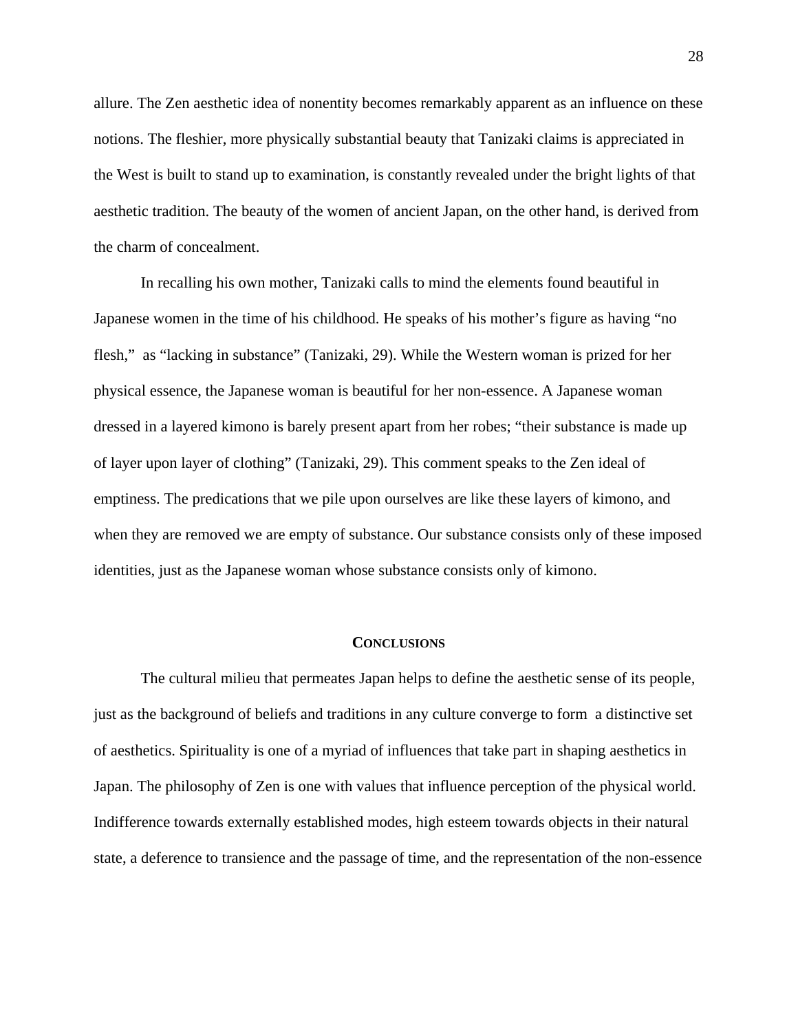allure. The Zen aesthetic idea of nonentity becomes remarkably apparent as an influence on these notions. The fleshier, more physically substantial beauty that Tanizaki claims is appreciated in the West is built to stand up to examination, is constantly revealed under the bright lights of that aesthetic tradition. The beauty of the women of ancient Japan, on the other hand, is derived from the charm of concealment.

In recalling his own mother, Tanizaki calls to mind the elements found beautiful in Japanese women in the time of his childhood. He speaks of his mother's figure as having "no flesh," as "lacking in substance" (Tanizaki, 29). While the Western woman is prized for her physical essence, the Japanese woman is beautiful for her non-essence. A Japanese woman dressed in a layered kimono is barely present apart from her robes; "their substance is made up of layer upon layer of clothing" (Tanizaki, 29). This comment speaks to the Zen ideal of emptiness. The predications that we pile upon ourselves are like these layers of kimono, and when they are removed we are empty of substance. Our substance consists only of these imposed identities, just as the Japanese woman whose substance consists only of kimono.

## Conclusions

The cultural milieu that permeates Japan helps to define the aesthetic sense of its people, just as the background of beliefs and traditions in any culture converge to form a distinctive set of aesthetics. Spirituality is one of a myriad of influences that take part in shaping aesthetics in Japan. The philosophy of Zen is one with values that influence perception of the physical world. Indifference towards externally established modes, high esteem towards objects in their natural state, a deference to transience and the passage of time, and the representation of the non-essence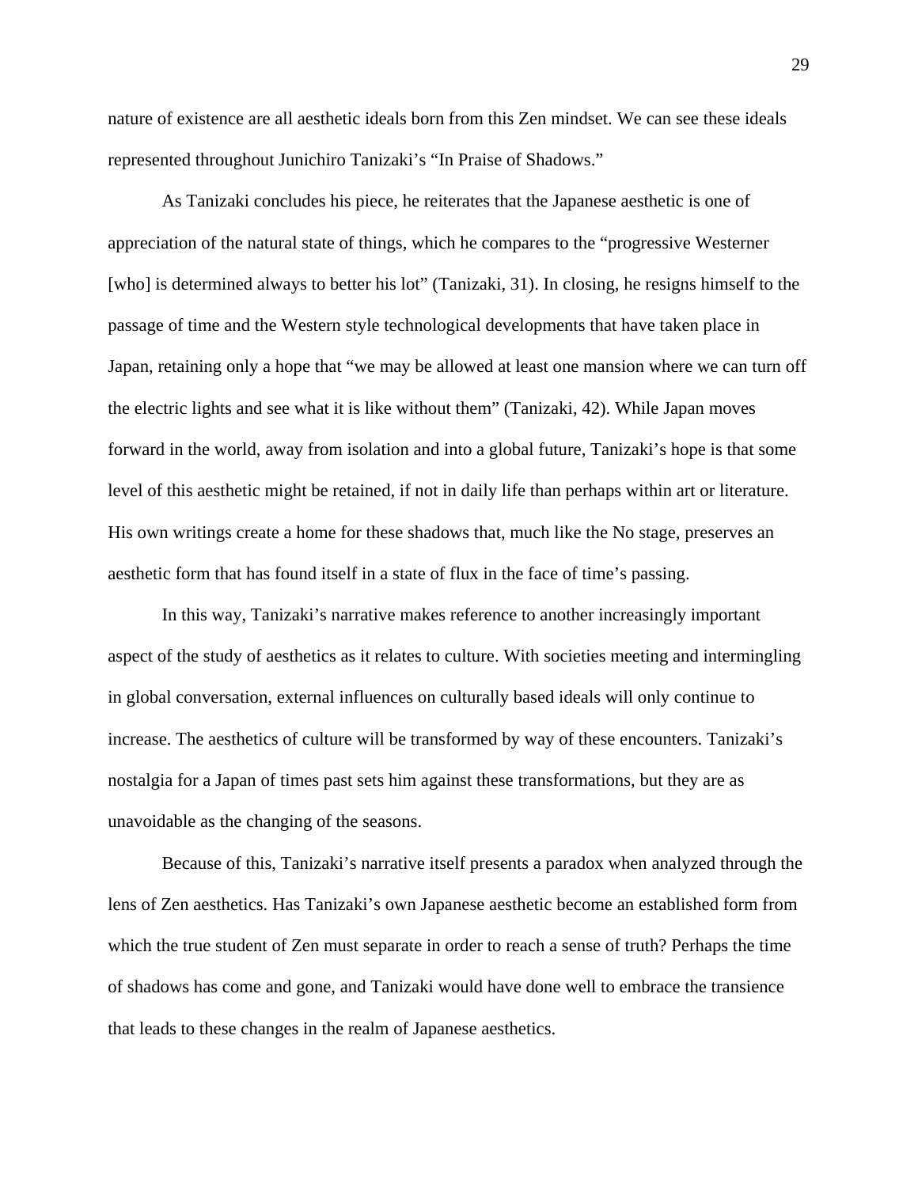nature of existence are all aesthetic ideals born from this Zen mindset. We can see these ideals represented throughout Junichiro Tanizaki's "In Praise of Shadows."

As Tanizaki concludes his piece, he reiterates that the Japanese aesthetic is one of appreciation of the natural state of things, which he compares to the "progressive Westerner [who] is determined always to better his lot" (Tanizaki, 31). In closing, he resigns himself to the passage of time and the Western style technological developments that have taken place in Japan, retaining only a hope that "we may be allowed at least one mansion where we can turn off the electric lights and see what it is like without them" (Tanizaki, 42). While Japan moves forward in the world, away from isolation and into a global future, Tanizaki's hope is that some level of this aesthetic might be retained, if not in daily life than perhaps within art or literature. His own writings create a home for these shadows that, much like the No stage, preserves an aesthetic form that has found itself in a state of flux in the face of time's passing.

In this way, Tanizaki's narrative makes reference to another increasingly important aspect of the study of aesthetics as it relates to culture. With societies meeting and intermingling in global conversation, external influences on culturally based ideals will only continue to increase. The aesthetics of culture will be transformed by way of these encounters. Tanizaki's nostalgia for a Japan of times past sets him against these transformations, but they are as unavoidable as the changing of the seasons.

Because of this, Tanizaki's narrative itself presents a paradox when analyzed through the lens of Zen aesthetics. Has Tanizaki's own Japanese aesthetic become an established form from which the true student of Zen must separate in order to reach a sense of truth? Perhaps the time of shadows has come and gone, and Tanizaki would have done well to embrace the transience that leads to these changes in the realm of Japanese aesthetics.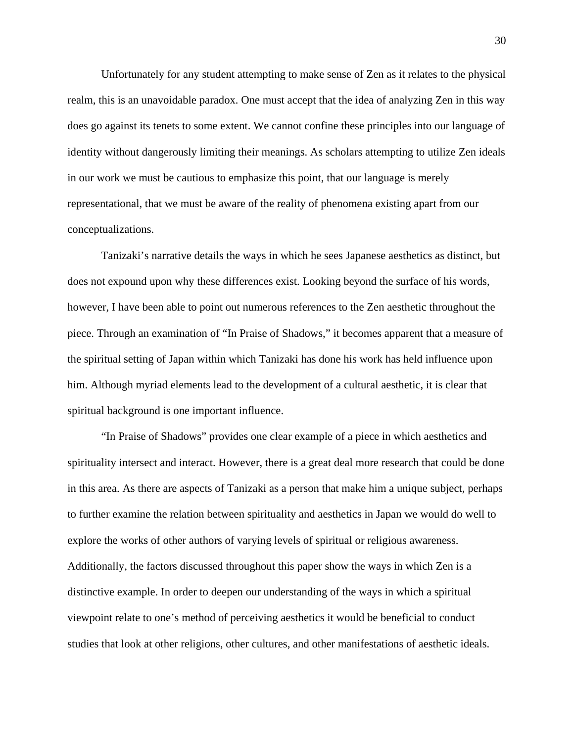Unfortunately for any student attempting to make sense of Zen as it relates to the physical realm, this is an unavoidable paradox. One must accept that the idea of analyzing Zen in this way does go against its tenets to some extent. We cannot confine these principles into our language of identity without dangerously limiting their meanings. As scholars attempting to utilize Zen ideals in our work we must be cautious to emphasize this point, that our language is merely representational, that we must be aware of the reality of phenomena existing apart from our conceptualizations.

Tanizaki's narrative details the ways in which he sees Japanese aesthetics as distinct, but does not expound upon why these differences exist. Looking beyond the surface of his words, however, I have been able to point out numerous references to the Zen aesthetic throughout the piece. Through an examination of "In Praise of Shadows," it becomes apparent that a measure of the spiritual setting of Japan within which Tanizaki has done his work has held influence upon him. Although myriad elements lead to the development of a cultural aesthetic, it is clear that spiritual background is one important influence.

"In Praise of Shadows" provides one clear example of a piece in which aesthetics and spirituality intersect and interact. However, there is a great deal more research that could be done in this area. As there are aspects of Tanizaki as a person that make him a unique subject, perhaps to further examine the relation between spirituality and aesthetics in Japan we would do well to explore the works of other authors of varying levels of spiritual or religious awareness. Additionally, the factors discussed throughout this paper show the ways in which Zen is a distinctive example. In order to deepen our understanding of the ways in which a spiritual viewpoint relate to one's method of perceiving aesthetics it would be beneficial to conduct studies that look at other religions, other cultures, and other manifestations of aesthetic ideals.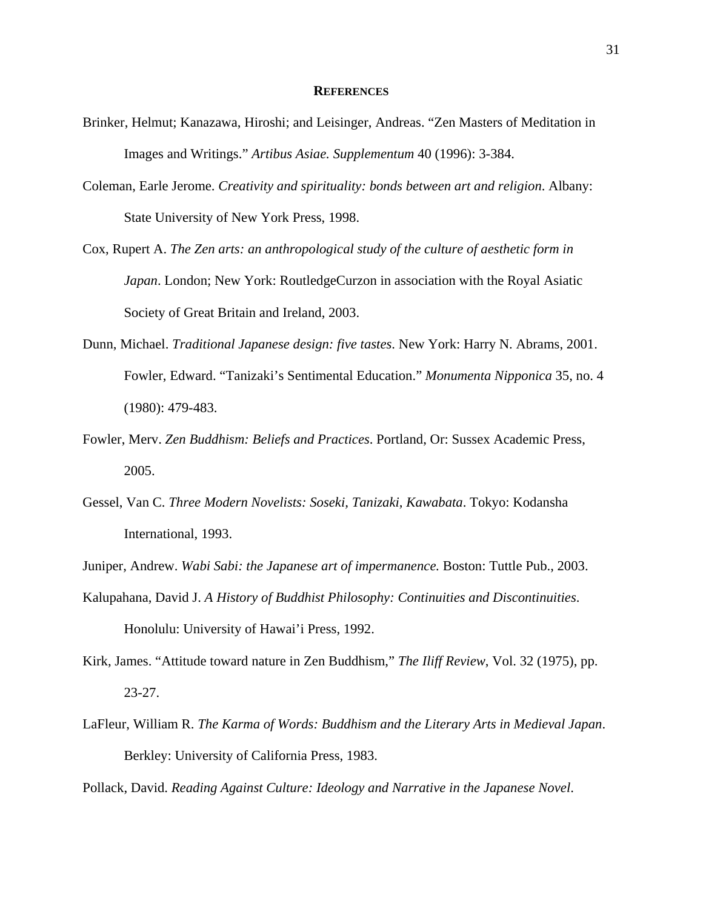## REFERENCES

Brinker, Helmut; Kanazawa, Hiroshi; and Leisinger, Andreas. "Zen Masters of Meditation in Images and Writings." *Artibus Asiae. Supplementum* 40 (1996): 3-384.

Coleman, Earle Jerome. *Creativity and spirituality: bonds between art and religion*. Albany: State University of New York Press, 1998.

Cox, Rupert A. *The Zen arts: an anthropological study of the culture of aesthetic form in Japan*. London; New York: RoutledgeCurzon in association with the Royal Asiatic Society of Great Britain and Ireland, 2003.

Dunn, Michael. *Traditional Japanese design: five tastes*. New York: Harry N. Abrams, 2001. Fowler, Edward. "Tanizaki's Sentimental Education." *Monumenta Nipponica* 35, no. 4 (1980): 479-483.

Fowler, Merv. *Zen Buddhism: Beliefs and Practices*. Portland, Or: Sussex Academic Press, 2005.

Gessel, Van C. *Three Modern Novelists: Soseki, Tanizaki, Kawabata*. Tokyo: Kodansha International, 1993.

Juniper, Andrew. *Wabi Sabi: the Japanese art of impermanence.* Boston: Tuttle Pub., 2003.

Kalupahana, David J. *A History of Buddhist Philosophy: Continuities and Discontinuities*. Honolulu: University of Hawai'i Press, 1992.

Kirk, James. "Attitude toward nature in Zen Buddhism," *The Iliff Review*, Vol. 32 (1975), pp. 23-27.

LaFleur, William R. *The Karma of Words: Buddhism and the Literary Arts in Medieval Japan*. Berkley: University of California Press, 1983.

Pollack, David. *Reading Against Culture: Ideology and Narrative in the Japanese Novel*.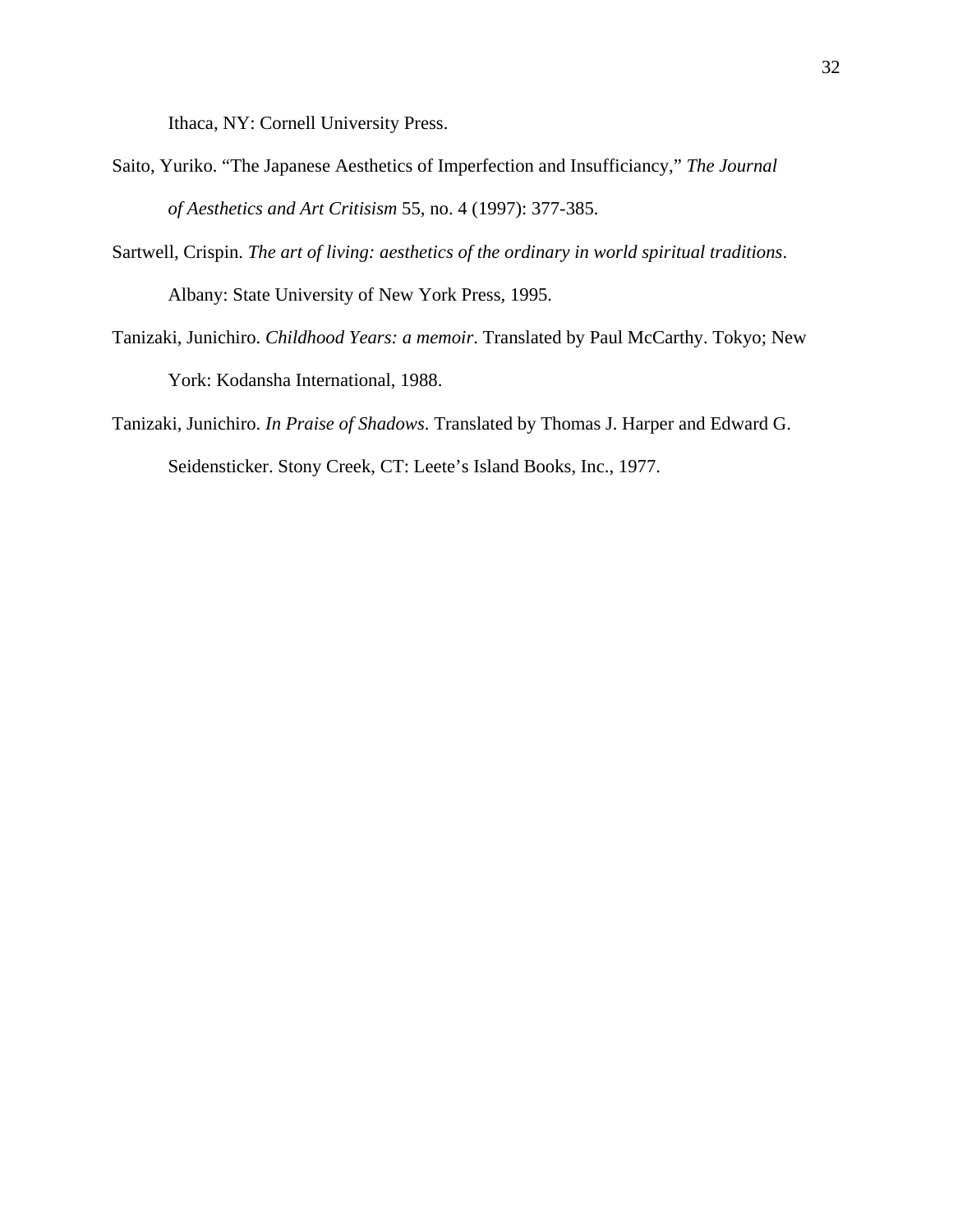Ithaca, NY: Cornell University Press.

Saito, Yuriko. “The Japanese Aesthetics of Imperfection and Insufficiancy,” *The Journal of Aesthetics and Art Critisism* 55, no. 4 (1997): 377-385.

Sartwell, Crispin. *The art of living: aesthetics of the ordinary in world spiritual traditions*. Albany: State University of New York Press, 1995.

Tanizaki, Junichiro. *Childhood Years: a memoir*. Translated by Paul McCarthy. Tokyo; New York: Kodansha International, 1988.

Tanizaki, Junichiro. *In Praise of Shadows*. Translated by Thomas J. Harper and Edward G. Seidensticker. Stony Creek, CT: Leete’s Island Books, Inc., 1977.